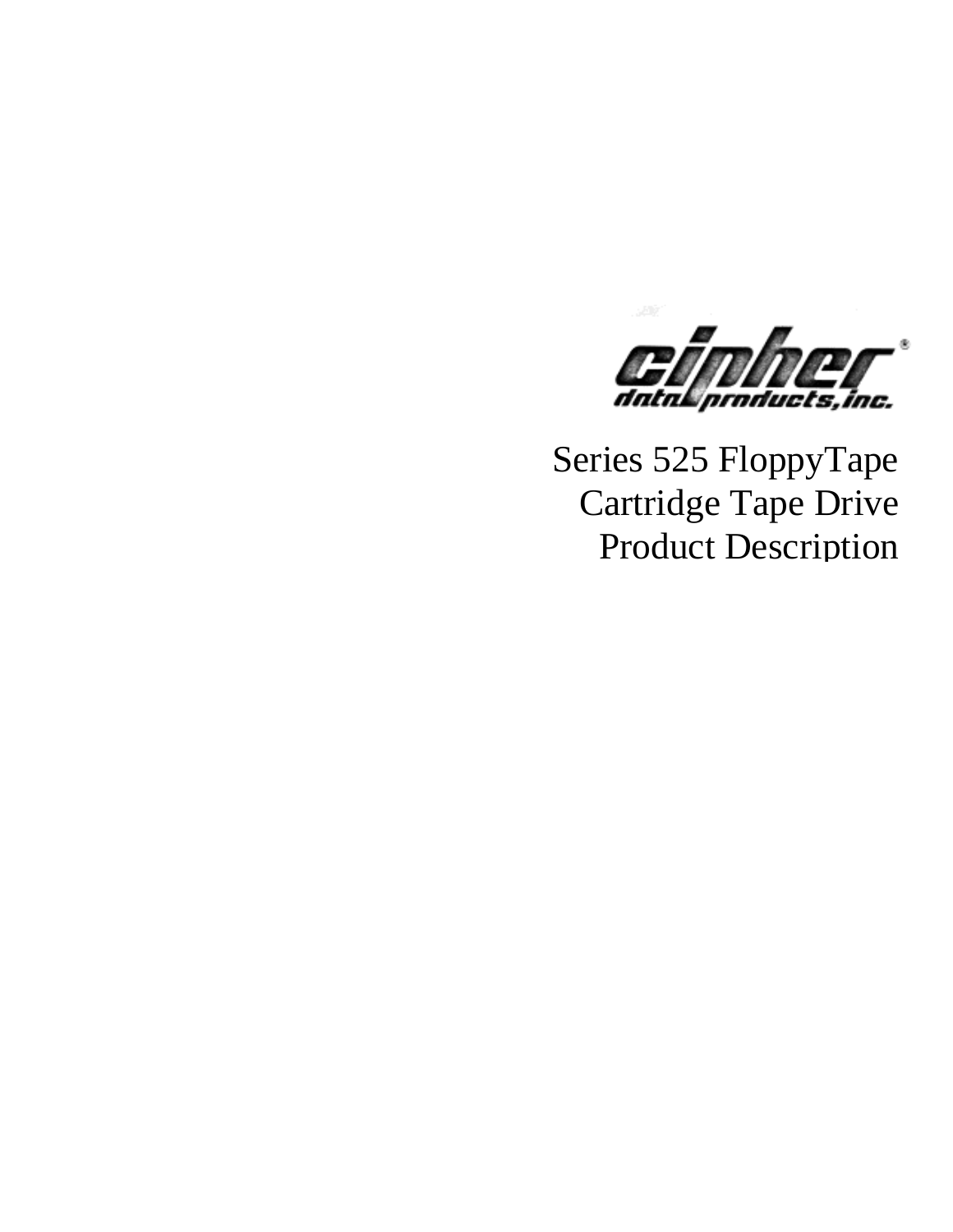cipher® data products, inc.

# Series 525 FloppyTape Cartridge Tape Drive Product Description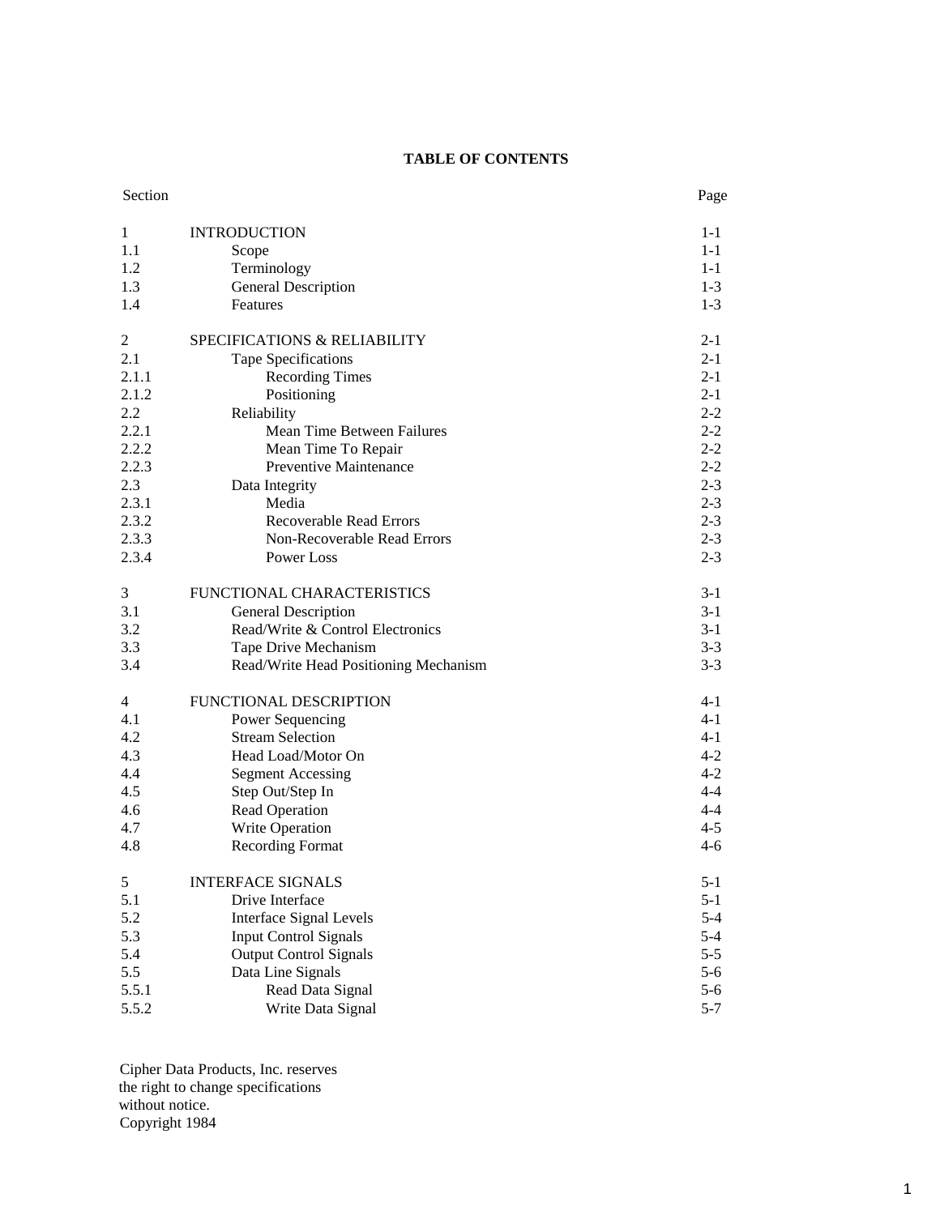# TABLE OF CONTENTS

| Section | | Page |
|---|---|---|
| 1 | INTRODUCTION | 1-1 |
| 1.1 | Scope | 1-1 |
| 1.2 | Terminology | 1-1 |
| 1.3 | General Description | 1-3 |
| 1.4 | Features | 1-3 |
| | | |
| 2 | SPECIFICATIONS & RELIABILITY | 2-1 |
| 2.1 | Tape Specifications | 2-1 |
| 2.1.1 | Recording Times | 2-1 |
| 2.1.2 | Positioning | 2-1 |
| 2.2 | Reliability | 2-2 |
| 2.2.1 | Mean Time Between Failures | 2-2 |
| 2.2.2 | Mean Time To Repair | 2-2 |
| 2.2.3 | Preventive Maintenance | 2-2 |
| 2.3 | Data Integrity | 2-3 |
| 2.3.1 | Media | 2-3 |
| 2.3.2 | Recoverable Read Errors | 2-3 |
| 2.3.3 | Non-Recoverable Read Errors | 2-3 |
| 2.3.4 | Power Loss | 2-3 |
| | | |
| 3 | FUNCTIONAL CHARACTERISTICS | 3-1 |
| 3.1 | General Description | 3-1 |
| 3.2 | Read/Write & Control Electronics | 3-1 |
| 3.3 | Tape Drive Mechanism | 3-3 |
| 3.4 | Read/Write Head Positioning Mechanism | 3-3 |
| | | |
| 4 | FUNCTIONAL DESCRIPTION | 4-1 |
| 4.1 | Power Sequencing | 4-1 |
| 4.2 | Stream Selection | 4-1 |
| 4.3 | Head Load/Motor On | 4-2 |
| 4.4 | Segment Accessing | 4-2 |
| 4.5 | Step Out/Step In | 4-4 |
| 4.6 | Read Operation | 4-4 |
| 4.7 | Write Operation | 4-5 |
| 4.8 | Recording Format | 4-6 |
| | | |
| 5 | INTERFACE SIGNALS | 5-1 |
| 5.1 | Drive Interface | 5-1 |
| 5.2 | Interface Signal Levels | 5-4 |
| 5.3 | Input Control Signals | 5-4 |
| 5.4 | Output Control Signals | 5-5 |
| 5.5 | Data Line Signals | 5-6 |
| 5.5.1 | Read Data Signal | 5-6 |
| 5.5.2 | Write Data Signal | 5-7 |

Cipher Data Products, Inc. reserves
the right to change specifications
without notice.
Copyright 1984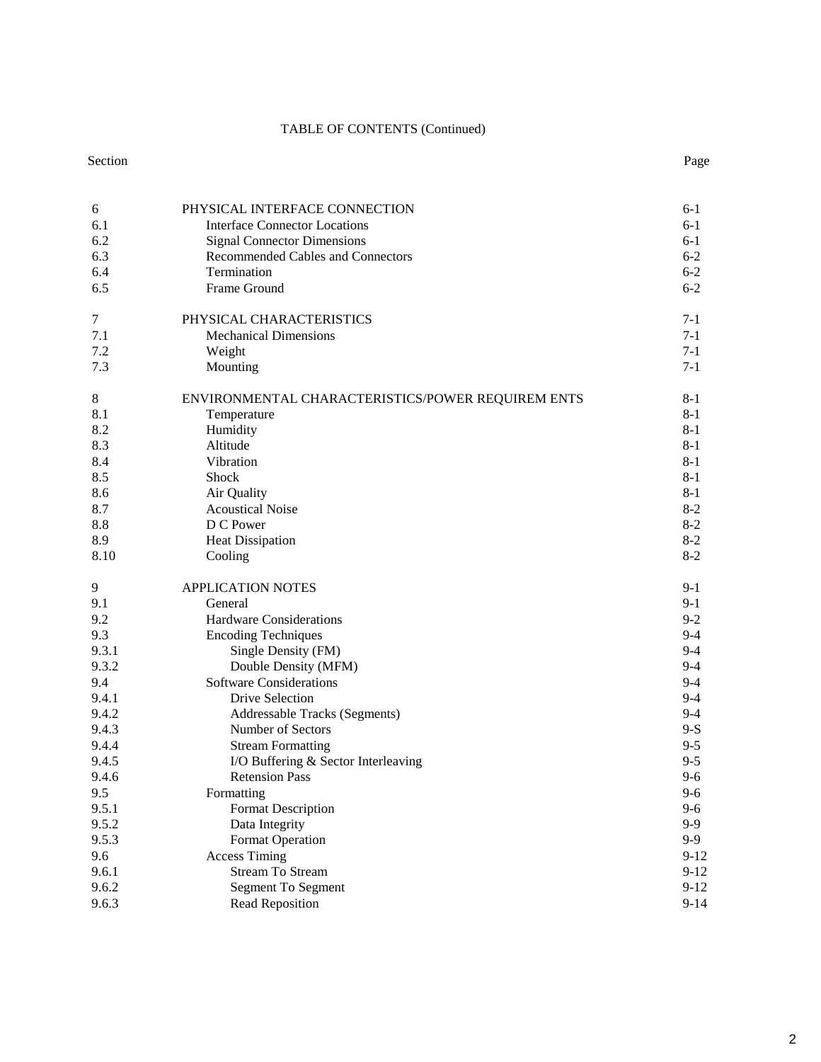TABLE OF CONTENTS (Continued)

| Section | | Page |
|---|---|---|
| 6 | PHYSICAL INTERFACE CONNECTION | 6-1 |
| 6.1 | Interface Connector Locations | 6-1 |
| 6.2 | Signal Connector Dimensions | 6-1 |
| 6.3 | Recommended Cables and Connectors | 6-2 |
| 6.4 | Termination | 6-2 |
| 6.5 | Frame Ground | 6-2 |
| 7 | PHYSICAL CHARACTERISTICS | 7-1 |
| 7.1 | Mechanical Dimensions | 7-1 |
| 7.2 | Weight | 7-1 |
| 7.3 | Mounting | 7-1 |
| 8 | ENVIRONMENTAL CHARACTERISTICS/POWER REQUIREM ENTS | 8-1 |
| 8.1 | Temperature | 8-1 |
| 8.2 | Humidity | 8-1 |
| 8.3 | Altitude | 8-1 |
| 8.4 | Vibration | 8-1 |
| 8.5 | Shock | 8-1 |
| 8.6 | Air Quality | 8-1 |
| 8.7 | Acoustical Noise | 8-2 |
| 8.8 | D C Power | 8-2 |
| 8.9 | Heat Dissipation | 8-2 |
| 8.10 | Cooling | 8-2 |
| 9 | APPLICATION NOTES | 9-1 |
| 9.1 | General | 9-1 |
| 9.2 | Hardware Considerations | 9-2 |
| 9.3 | Encoding Techniques | 9-4 |
| 9.3.1 | Single Density (FM) | 9-4 |
| 9.3.2 | Double Density (MFM) | 9-4 |
| 9.4 | Software Considerations | 9-4 |
| 9.4.1 | Drive Selection | 9-4 |
| 9.4.2 | Addressable Tracks (Segments) | 9-4 |
| 9.4.3 | Number of Sectors | 9-S |
| 9.4.4 | Stream Formatting | 9-5 |
| 9.4.5 | I/O Buffering & Sector Interleaving | 9-5 |
| 9.4.6 | Retension Pass | 9-6 |
| 9.5 | Formatting | 9-6 |
| 9.5.1 | Format Description | 9-6 |
| 9.5.2 | Data Integrity | 9-9 |
| 9.5.3 | Format Operation | 9-9 |
| 9.6 | Access Timing | 9-12 |
| 9.6.1 | Stream To Stream | 9-12 |
| 9.6.2 | Segment To Segment | 9-12 |
| 9.6.3 | Read Reposition | 9-14 |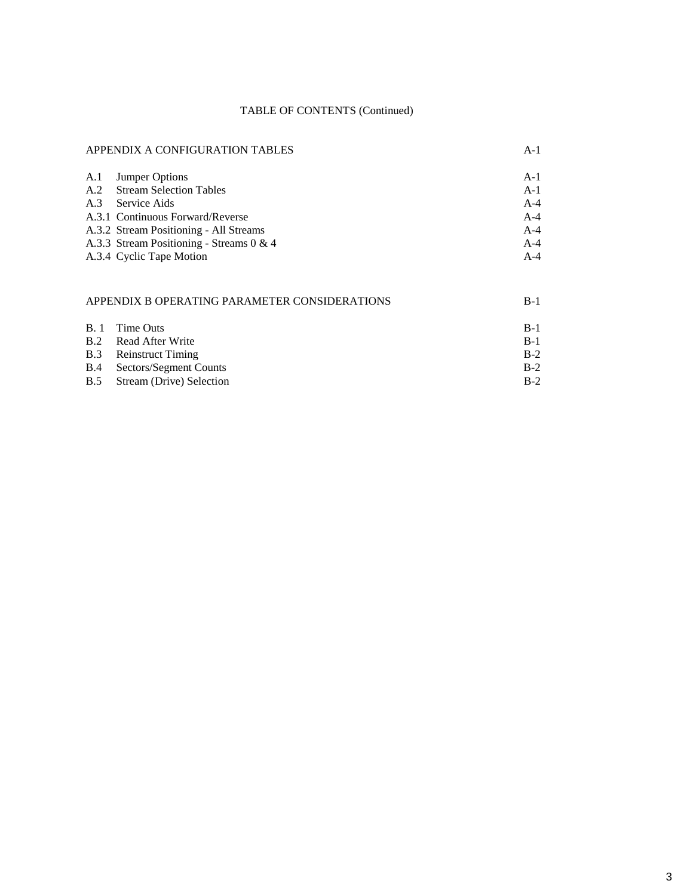TABLE OF CONTENTS (Continued)

| | |
|---|---|
| APPENDIX A CONFIGURATION TABLES | A-1 |
| A.1 Jumper Options | A-1 |
| A.2 Stream Selection Tables | A-1 |
| A.3 Service Aids | A-4 |
| A.3.1 Continuous Forward/Reverse | A-4 |
| A.3.2 Stream Positioning - All Streams | A-4 |
| A.3.3 Stream Positioning - Streams 0 & 4 | A-4 |
| A.3.4 Cyclic Tape Motion | A-4 |

| | |
|---|---|
| APPENDIX B OPERATING PARAMETER CONSIDERATIONS | B-1 |
| B. 1 Time Outs | B-1 |
| B.2 Read After Write | B-1 |
| B.3 Reinstruct Timing | B-2 |
| B.4 Sectors/Segment Counts | B-2 |
| B.5 Stream (Drive) Selection | B-2 |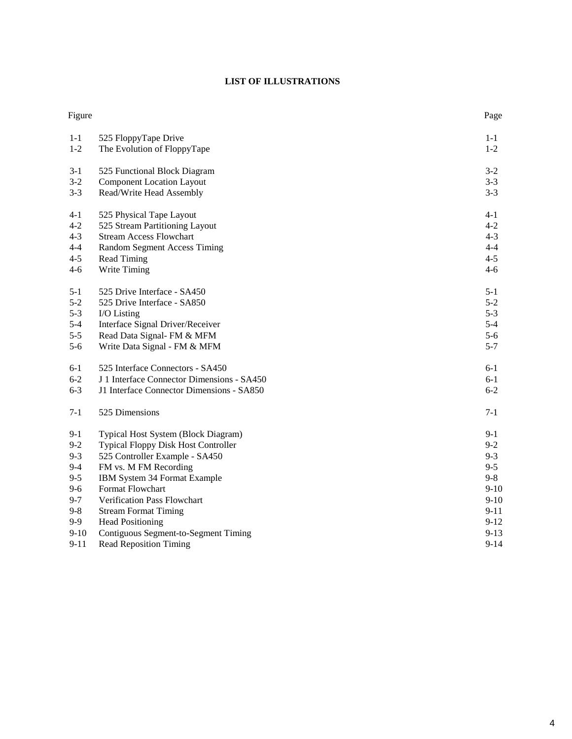**LIST OF ILLUSTRATIONS**

| Figure | | Page |
|---|---|---|
| 1-1 | 525 FloppyTape Drive | 1-1 |
| 1-2 | The Evolution of FloppyTape | 1-2 |
| 3-1 | 525 Functional Block Diagram | 3-2 |
| 3-2 | Component Location Layout | 3-3 |
| 3-3 | Read/Write Head Assembly | 3-3 |
| 4-1 | 525 Physical Tape Layout | 4-1 |
| 4-2 | 525 Stream Partitioning Layout | 4-2 |
| 4-3 | Stream Access Flowchart | 4-3 |
| 4-4 | Random Segment Access Timing | 4-4 |
| 4-5 | Read Timing | 4-5 |
| 4-6 | Write Timing | 4-6 |
| 5-1 | 525 Drive Interface - SA450 | 5-1 |
| 5-2 | 525 Drive Interface - SA850 | 5-2 |
| 5-3 | I/O Listing | 5-3 |
| 5-4 | Interface Signal Driver/Receiver | 5-4 |
| 5-5 | Read Data Signal- FM & MFM | 5-6 |
| 5-6 | Write Data Signal - FM & MFM | 5-7 |
| 6-1 | 525 Interface Connectors - SA450 | 6-1 |
| 6-2 | J 1 Interface Connector Dimensions - SA450 | 6-1 |
| 6-3 | J1 Interface Connector Dimensions - SA850 | 6-2 |
| 7-1 | 525 Dimensions | 7-1 |
| 9-1 | Typical Host System (Block Diagram) | 9-1 |
| 9-2 | Typical Floppy Disk Host Controller | 9-2 |
| 9-3 | 525 Controller Example - SA450 | 9-3 |
| 9-4 | FM vs. M FM Recording | 9-5 |
| 9-5 | IBM System 34 Format Example | 9-8 |
| 9-6 | Format Flowchart | 9-10 |
| 9-7 | Verification Pass Flowchart | 9-10 |
| 9-8 | Stream Format Timing | 9-11 |
| 9-9 | Head Positioning | 9-12 |
| 9-10 | Contiguous Segment-to-Segment Timing | 9-13 |
| 9-11 | Read Reposition Timing | 9-14 |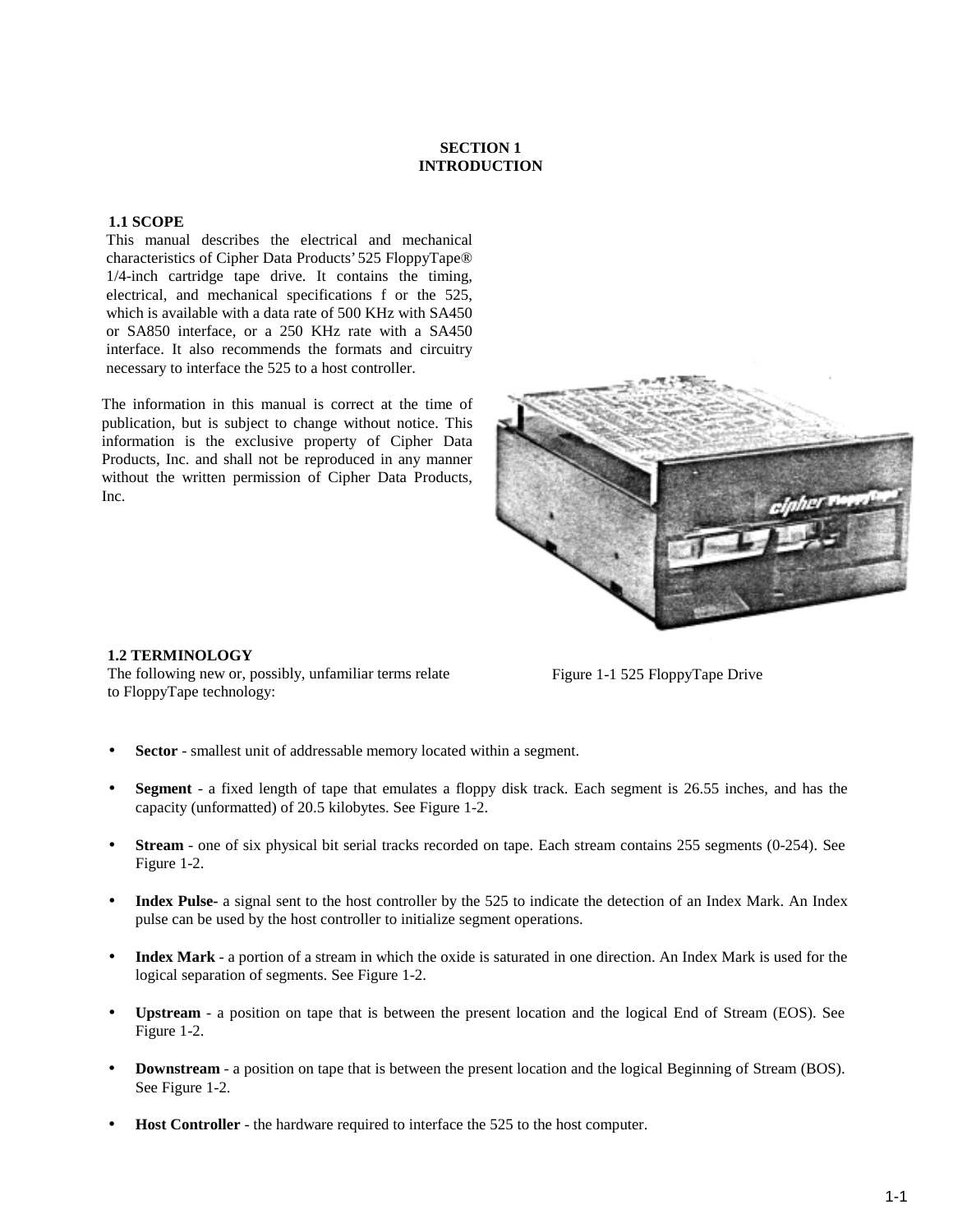# SECTION 1
# INTRODUCTION

## 1.1 SCOPE

This manual describes the electrical and mechanical characteristics of Cipher Data Products' 525 FloppyTape® 1/4-inch cartridge tape drive. It contains the timing, electrical, and mechanical specifications f or the 525, which is available with a data rate of 500 KHz with SA450 or SA850 interface, or a 250 KHz rate with a SA450 interface. It also recommends the formats and circuitry necessary to interface the 525 to a host controller.

The information in this manual is correct at the time of publication, but is subject to change without notice. This information is the exclusive property of Cipher Data Products, Inc. and shall not be reproduced in any manner without the written permission of Cipher Data Products, Inc.

Figure 1-1 525 FloppyTape Drive

## 1.2 TERMINOLOGY

The following new or, possibly, unfamiliar terms relate to FloppyTape technology:

- **Sector** - smallest unit of addressable memory located within a segment.
- **Segment** - a fixed length of tape that emulates a floppy disk track. Each segment is 26.55 inches, and has the capacity (unformatted) of 20.5 kilobytes. See Figure 1-2.
- **Stream** - one of six physical bit serial tracks recorded on tape. Each stream contains 255 segments (0-254). See Figure 1-2.
- **Index Pulse-** a signal sent to the host controller by the 525 to indicate the detection of an Index Mark. An Index pulse can be used by the host controller to initialize segment operations.
- **Index Mark** - a portion of a stream in which the oxide is saturated in one direction. An Index Mark is used for the logical separation of segments. See Figure 1-2.
- **Upstream** - a position on tape that is between the present location and the logical End of Stream (EOS). See Figure 1-2.
- **Downstream** - a position on tape that is between the present location and the logical Beginning of Stream (BOS). See Figure 1-2.
- **Host Controller** - the hardware required to interface the 525 to the host computer.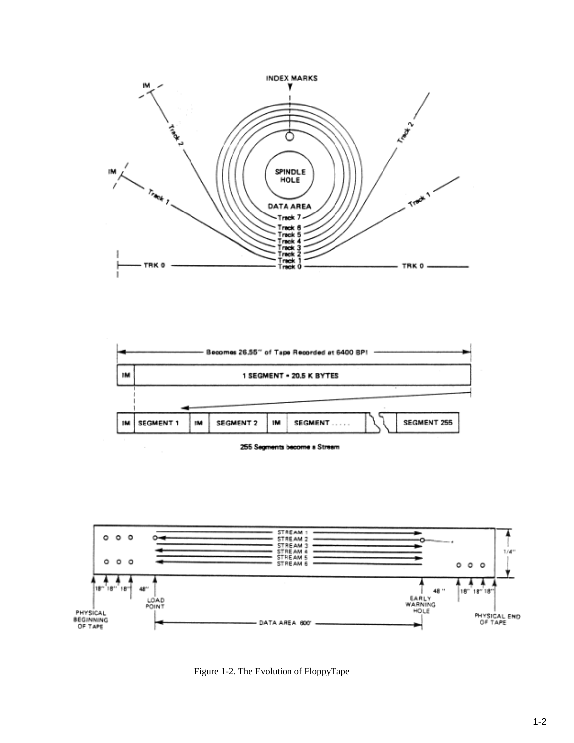Figure 1-2. The Evolution of FloppyTape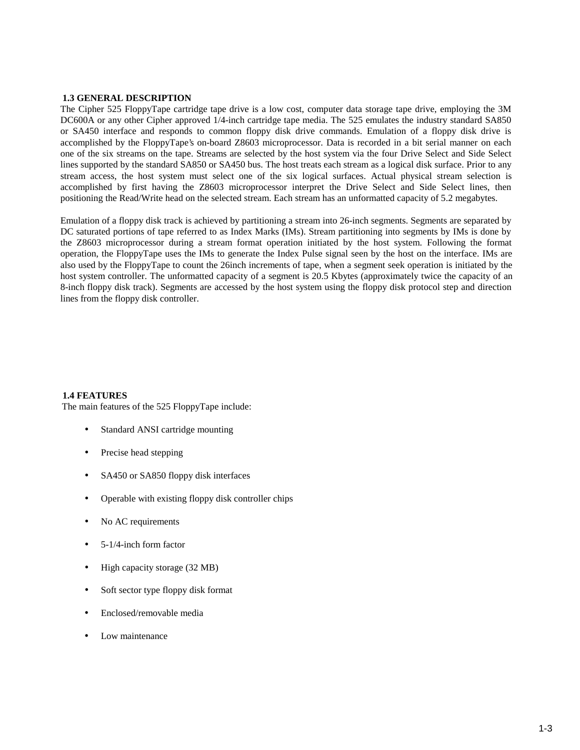### 1.3 GENERAL DESCRIPTION

The Cipher 525 FloppyTape cartridge tape drive is a low cost, computer data storage tape drive, employing the 3M DC600A or any other Cipher approved 1/4-inch cartridge tape media. The 525 emulates the industry standard SA850 or SA450 interface and responds to common floppy disk drive commands. Emulation of a floppy disk drive is accomplished by the FloppyTape's on-board Z8603 microprocessor. Data is recorded in a bit serial manner on each one of the six streams on the tape. Streams are selected by the host system via the four Drive Select and Side Select lines supported by the standard SA850 or SA450 bus. The host treats each stream as a logical disk surface. Prior to any stream access, the host system must select one of the six logical surfaces. Actual physical stream selection is accomplished by first having the Z8603 microprocessor interpret the Drive Select and Side Select lines, then positioning the Read/Write head on the selected stream. Each stream has an unformatted capacity of 5.2 megabytes.

Emulation of a floppy disk track is achieved by partitioning a stream into 26-inch segments. Segments are separated by DC saturated portions of tape referred to as Index Marks (IMs). Stream partitioning into segments by IMs is done by the Z8603 microprocessor during a stream format operation initiated by the host system. Following the format operation, the FloppyTape uses the IMs to generate the Index Pulse signal seen by the host on the interface. IMs are also used by the FloppyTape to count the 26inch increments of tape, when a segment seek operation is initiated by the host system controller. The unformatted capacity of a segment is 20.5 Kbytes (approximately twice the capacity of an 8-inch floppy disk track). Segments are accessed by the host system using the floppy disk protocol step and direction lines from the floppy disk controller.

### 1.4 FEATURES

The main features of the 525 FloppyTape include:

- Standard ANSI cartridge mounting
- Precise head stepping
- SA450 or SA850 floppy disk interfaces
- Operable with existing floppy disk controller chips
- No AC requirements
- 5-1/4-inch form factor
- High capacity storage (32 MB)
- Soft sector type floppy disk format
- Enclosed/removable media
- Low maintenance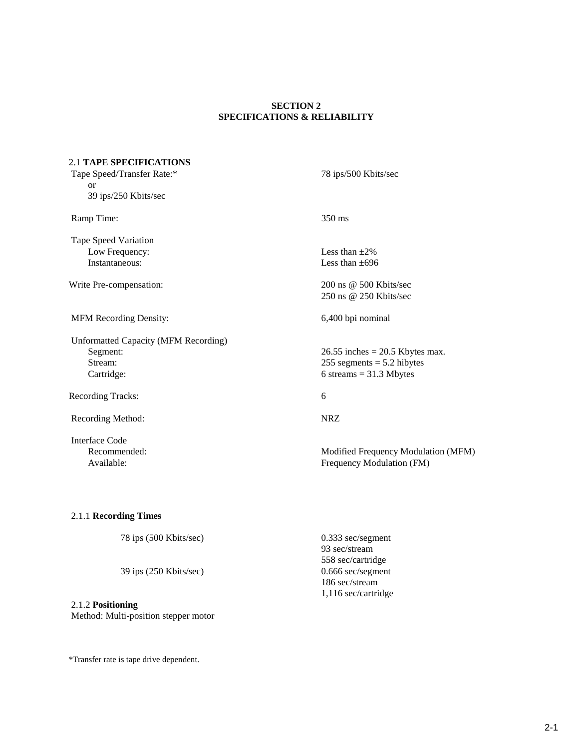# SECTION 2
# SPECIFICATIONS & RELIABILITY

## 2.1 TAPE SPECIFICATIONS

| | |
|---|---|
| Tape Speed/Transfer Rate:* | 78 ips/500 Kbits/sec |
| or | |
| 39 ips/250 Kbits/sec | |
| Ramp Time: | 350 ms |
| Tape Speed Variation | |
| Low Frequency: | Less than ±2% |
| Instantaneous: | Less than ±696 |
| Write Pre-compensation: | 200 ns @ 500 Kbits/sec |
| | 250 ns @ 250 Kbits/sec |
| MFM Recording Density: | 6,400 bpi nominal |
| Unformatted Capacity (MFM Recording) | |
| Segment: | 26.55 inches = 20.5 Kbytes max. |
| Stream: | 255 segments = 5.2 hibytes |
| Cartridge: | 6 streams = 31.3 Mbytes |
| Recording Tracks: | 6 |
| Recording Method: | NRZ |
| Interface Code | |
| Recommended: | Modified Frequency Modulation (MFM) |
| Available: | Frequency Modulation (FM) |

### 2.1.1 Recording Times

| | |
|---|---|
| 78 ips (500 Kbits/sec) | 0.333 sec/segment |
| | 93 sec/stream |
| | 558 sec/cartridge |
| 39 ips (250 Kbits/sec) | 0.666 sec/segment |
| | 186 sec/stream |
| | 1,116 sec/cartridge |

### 2.1.2 Positioning

Method: Multi-position stepper motor

*Transfer rate is tape drive dependent.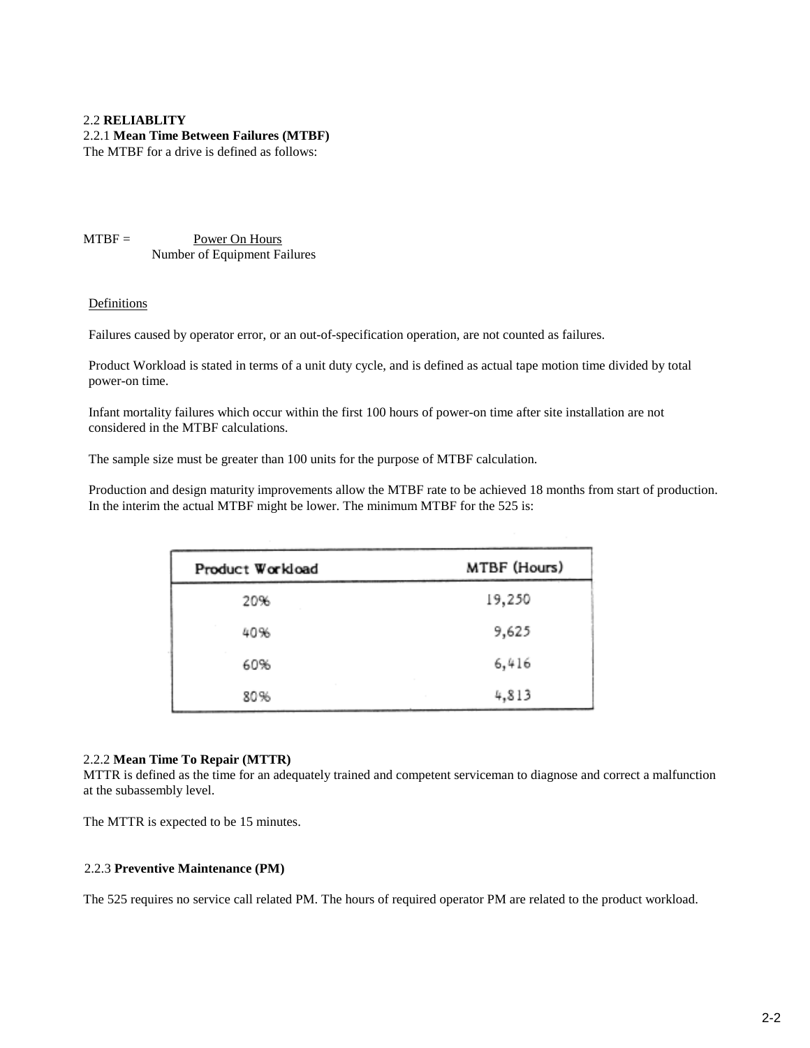## 2.2 **RELIABLITY**

### 2.2.1 **Mean Time Between Failures (MTBF)**

The MTBF for a drive is defined as follows:

$$MTBF = \frac{\text{Power On Hours}}{\text{Number of Equipment Failures}}$$

Definitions

Failures caused by operator error, or an out-of-specification operation, are not counted as failures.

Product Workload is stated in terms of a unit duty cycle, and is defined as actual tape motion time divided by total power-on time.

Infant mortality failures which occur within the first 100 hours of power-on time after site installation are not considered in the MTBF calculations.

The sample size must be greater than 100 units for the purpose of MTBF calculation.

Production and design maturity improvements allow the MTBF rate to be achieved 18 months from start of production. In the interim the actual MTBF might be lower. The minimum MTBF for the 525 is:

| Product Workload | MTBF (Hours) |
|---|---|
| 20% | 19,250 |
| 40% | 9,625 |
| 60% | 6,416 |
| 80% | 4,813 |

### 2.2.2 **Mean Time To Repair (MTTR)**

MTTR is defined as the time for an adequately trained and competent serviceman to diagnose and correct a malfunction at the subassembly level.

The MTTR is expected to be 15 minutes.

### 2.2.3 **Preventive Maintenance (PM)**

The 525 requires no service call related PM. The hours of required operator PM are related to the product workload.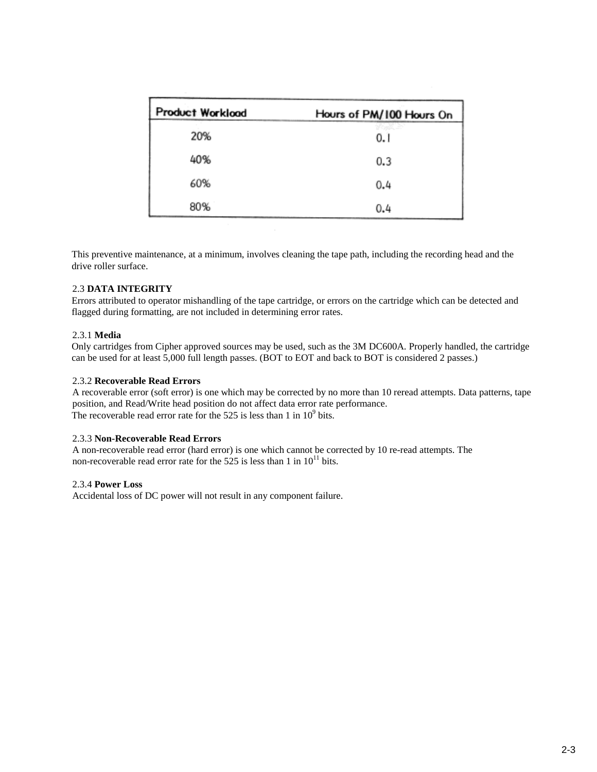| Product Workload | Hours of PM/100 Hours On |
| --- | --- |
| 20% | 0.1 |
| 40% | 0.3 |
| 60% | 0.4 |
| 80% | 0.4 |

This preventive maintenance, at a minimum, involves cleaning the tape path, including the recording head and the drive roller surface.

## 2.3 DATA INTEGRITY

Errors attributed to operator mishandling of the tape cartridge, or errors on the cartridge which can be detected and flagged during formatting, are not included in determining error rates.

### 2.3.1 Media

Only cartridges from Cipher approved sources may be used, such as the 3M DC600A. Properly handled, the cartridge can be used for at least 5,000 full length passes. (BOT to EOT and back to BOT is considered 2 passes.)

### 2.3.2 Recoverable Read Errors

A recoverable error (soft error) is one which may be corrected by no more than 10 reread attempts. Data patterns, tape position, and Read/Write head position do not affect data error rate performance.
The recoverable read error rate for the 525 is less than 1 in $10^9$ bits.

### 2.3.3 Non-Recoverable Read Errors

A non-recoverable read error (hard error) is one which cannot be corrected by 10 re-read attempts. The non-recoverable read error rate for the 525 is less than 1 in $10^{11}$ bits.

### 2.3.4 Power Loss

Accidental loss of DC power will not result in any component failure.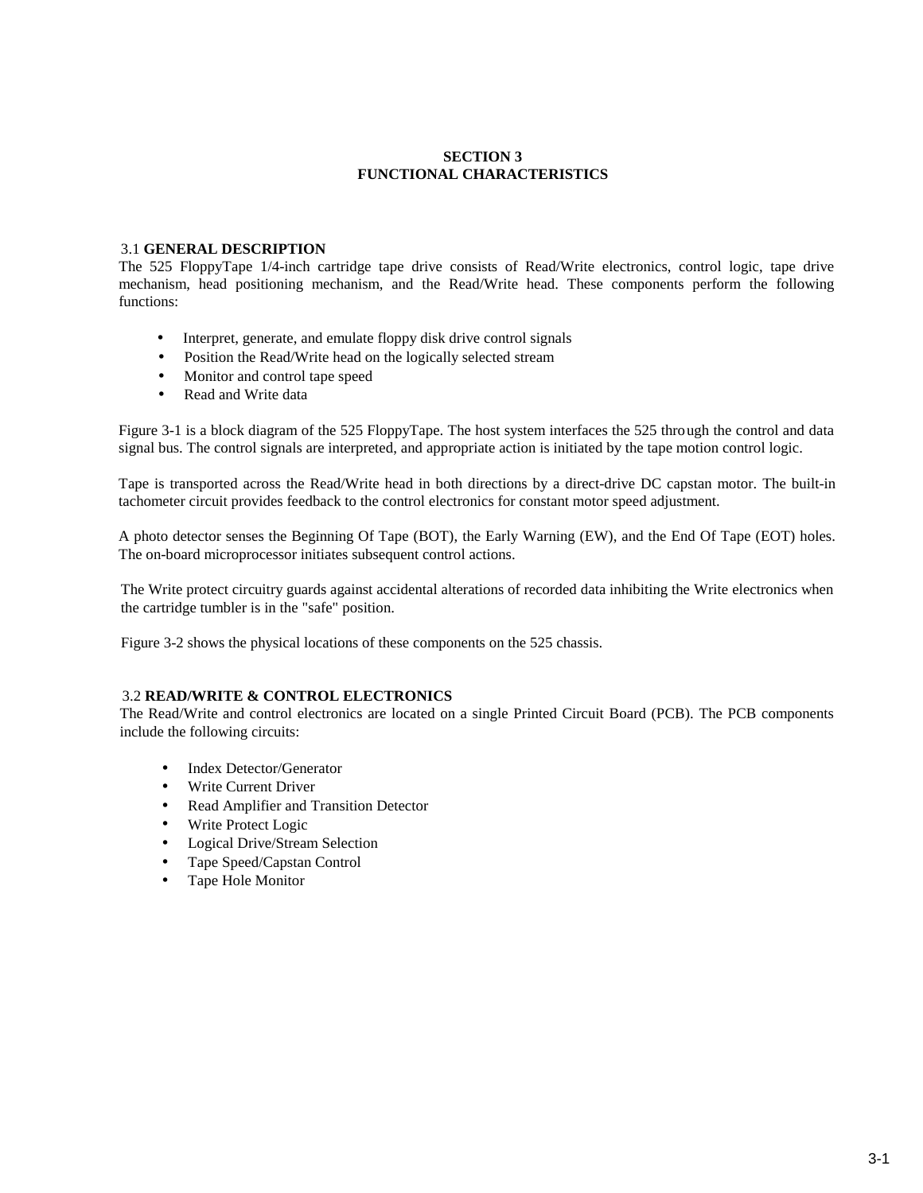# SECTION 3
# FUNCTIONAL CHARACTERISTICS

## 3.1 GENERAL DESCRIPTION

The 525 FloppyTape 1/4-inch cartridge tape drive consists of Read/Write electronics, control logic, tape drive mechanism, head positioning mechanism, and the Read/Write head. These components perform the following functions:

- Interpret, generate, and emulate floppy disk drive control signals
- Position the Read/Write head on the logically selected stream
- Monitor and control tape speed
- Read and Write data

Figure 3-1 is a block diagram of the 525 FloppyTape. The host system interfaces the 525 through the control and data signal bus. The control signals are interpreted, and appropriate action is initiated by the tape motion control logic.

Tape is transported across the Read/Write head in both directions by a direct-drive DC capstan motor. The built-in tachometer circuit provides feedback to the control electronics for constant motor speed adjustment.

A photo detector senses the Beginning Of Tape (BOT), the Early Warning (EW), and the End Of Tape (EOT) holes. The on-board microprocessor initiates subsequent control actions.

The Write protect circuitry guards against accidental alterations of recorded data inhibiting the Write electronics when the cartridge tumbler is in the "safe" position.

Figure 3-2 shows the physical locations of these components on the 525 chassis.

## 3.2 READ/WRITE & CONTROL ELECTRONICS

The Read/Write and control electronics are located on a single Printed Circuit Board (PCB). The PCB components include the following circuits:

- Index Detector/Generator
- Write Current Driver
- Read Amplifier and Transition Detector
- Write Protect Logic
- Logical Drive/Stream Selection
- Tape Speed/Capstan Control
- Tape Hole Monitor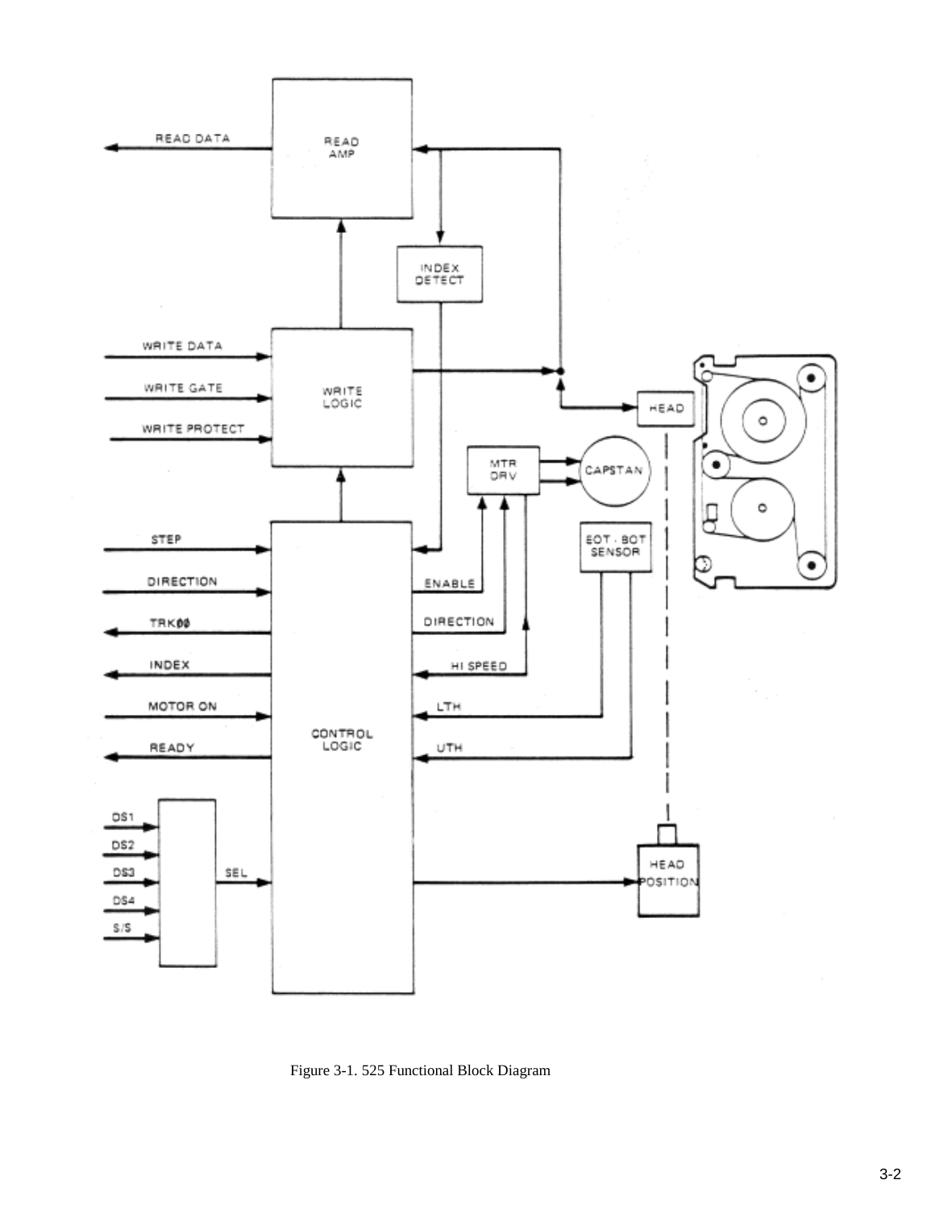Figure 3-1. 525 Functional Block Diagram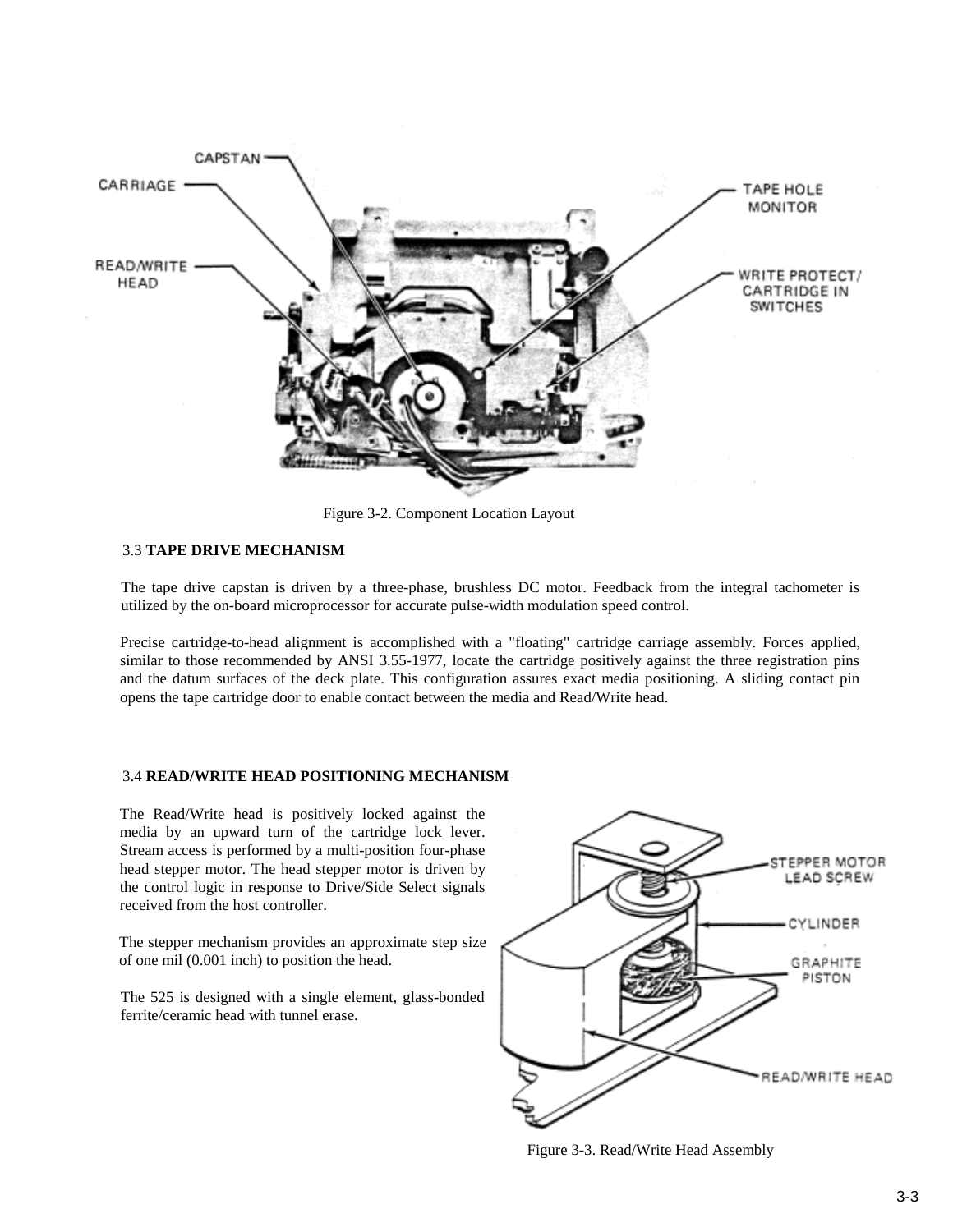Figure 3-2. Component Location Layout

## 3.3 TAPE DRIVE MECHANISM

The tape drive capstan is driven by a three-phase, brushless DC motor. Feedback from the integral tachometer is utilized by the on-board microprocessor for accurate pulse-width modulation speed control.

Precise cartridge-to-head alignment is accomplished with a "floating" cartridge carriage assembly. Forces applied, similar to those recommended by ANSI 3.55-1977, locate the cartridge positively against the three registration pins and the datum surfaces of the deck plate. This configuration assures exact media positioning. A sliding contact pin opens the tape cartridge door to enable contact between the media and Read/Write head.

## 3.4 READ/WRITE HEAD POSITIONING MECHANISM

The Read/Write head is positively locked against the media by an upward turn of the cartridge lock lever. Stream access is performed by a multi-position four-phase head stepper motor. The head stepper motor is driven by the control logic in response to Drive/Side Select signals received from the host controller.

The stepper mechanism provides an approximate step size of one mil (0.001 inch) to position the head.

The 525 is designed with a single element, glass-bonded ferrite/ceramic head with tunnel erase.

Figure 3-3. Read/Write Head Assembly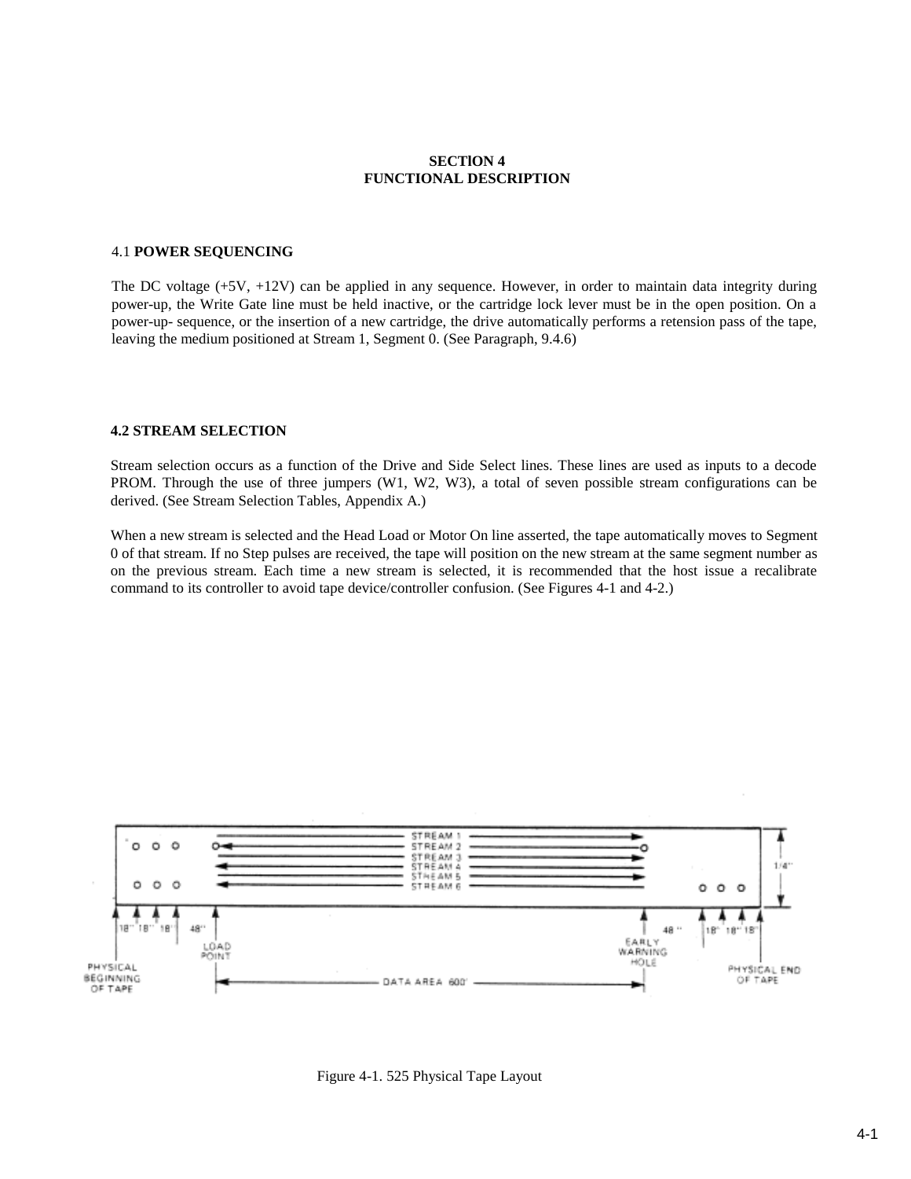# SECTION 4
# FUNCTIONAL DESCRIPTION

## 4.1 POWER SEQUENCING

The DC voltage (+5V, +12V) can be applied in any sequence. However, in order to maintain data integrity during power-up, the Write Gate line must be held inactive, or the cartridge lock lever must be in the open position. On a power-up- sequence, or the insertion of a new cartridge, the drive automatically performs a retension pass of the tape, leaving the medium positioned at Stream 1, Segment 0. (See Paragraph, 9.4.6)

## 4.2 STREAM SELECTION

Stream selection occurs as a function of the Drive and Side Select lines. These lines are used as inputs to a decode PROM. Through the use of three jumpers (W1, W2, W3), a total of seven possible stream configurations can be derived. (See Stream Selection Tables, Appendix A.)

When a new stream is selected and the Head Load or Motor On line asserted, the tape automatically moves to Segment 0 of that stream. If no Step pulses are received, the tape will position on the new stream at the same segment number as on the previous stream. Each time a new stream is selected, it is recommended that the host issue a recalibrate command to its controller to avoid tape device/controller confusion. (See Figures 4-1 and 4-2.)

Figure 4-1. 525 Physical Tape Layout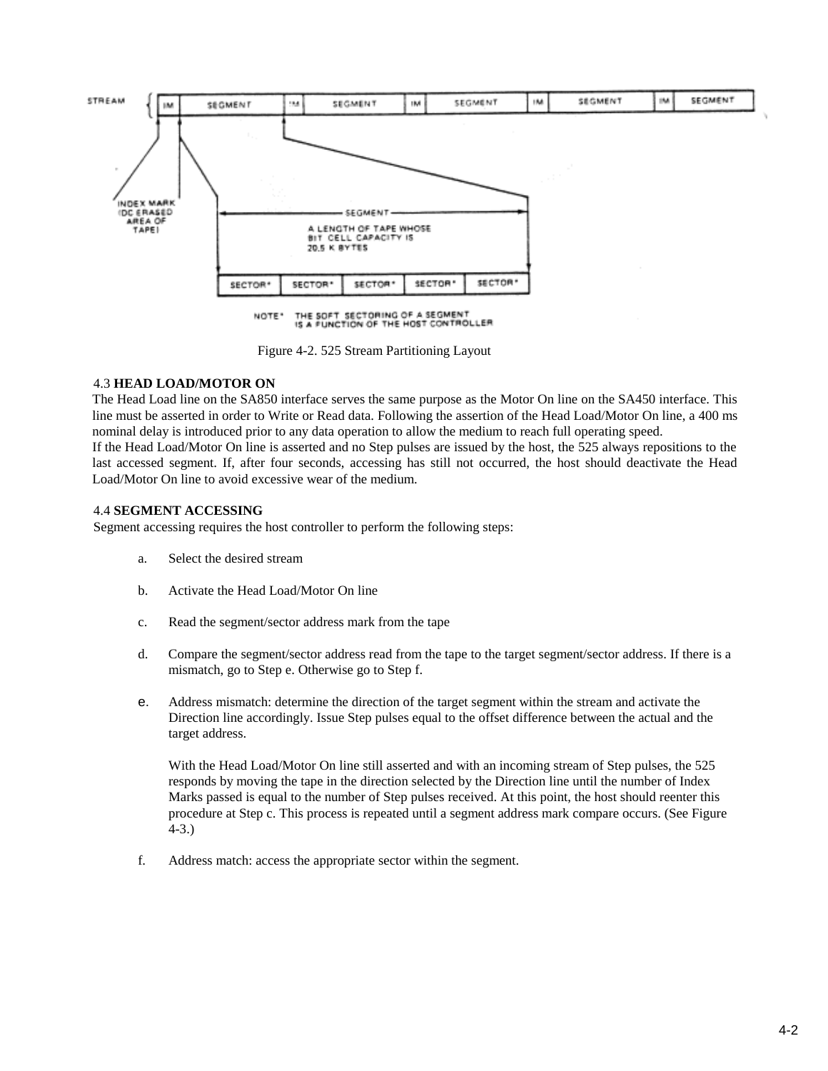Figure 4-2. 525 Stream Partitioning Layout

### 4.3 HEAD LOAD/MOTOR ON

The Head Load line on the SA850 interface serves the same purpose as the Motor On line on the SA450 interface. This line must be asserted in order to Write or Read data. Following the assertion of the Head Load/Motor On line, a 400 ms nominal delay is introduced prior to any data operation to allow the medium to reach full operating speed.

If the Head Load/Motor On line is asserted and no Step pulses are issued by the host, the 525 always repositions to the last accessed segment. If, after four seconds, accessing has still not occurred, the host should deactivate the Head Load/Motor On line to avoid excessive wear of the medium.

### 4.4 SEGMENT ACCESSING

Segment accessing requires the host controller to perform the following steps:

a. Select the desired stream

b. Activate the Head Load/Motor On line

c. Read the segment/sector address mark from the tape

d. Compare the segment/sector address read from the tape to the target segment/sector address. If there is a mismatch, go to Step e. Otherwise go to Step f.

e. Address mismatch: determine the direction of the target segment within the stream and activate the Direction line accordingly. Issue Step pulses equal to the offset difference between the actual and the target address.

   With the Head Load/Motor On line still asserted and with an incoming stream of Step pulses, the 525 responds by moving the tape in the direction selected by the Direction line until the number of Index Marks passed is equal to the number of Step pulses received. At this point, the host should reenter this procedure at Step c. This process is repeated until a segment address mark compare occurs. (See Figure 4-3.)

f. Address match: access the appropriate sector within the segment.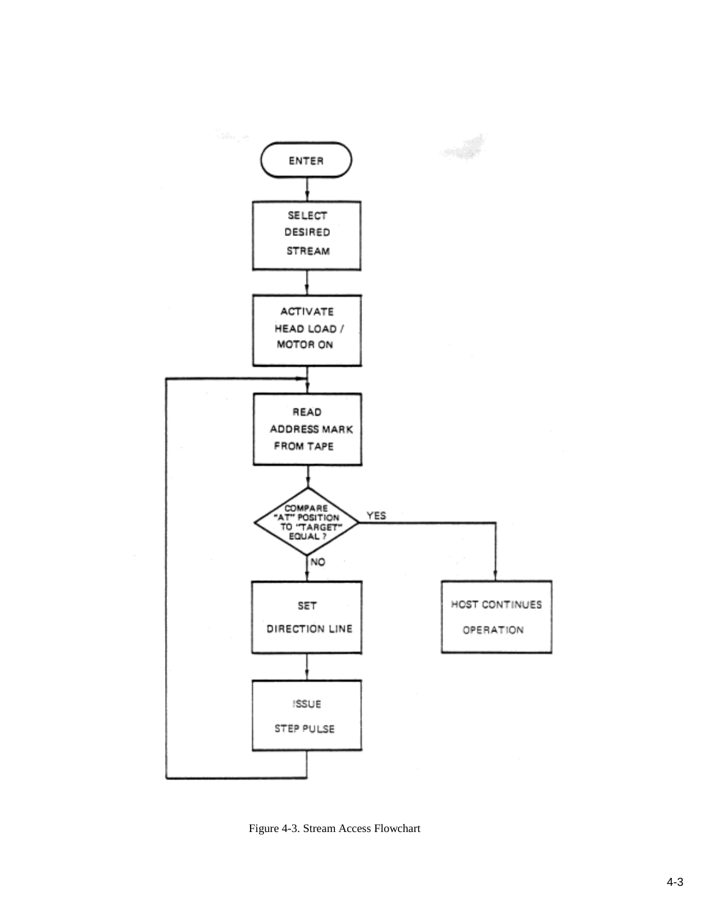ENTER

SELECT DESIRED STREAM

ACTIVATE HEAD LOAD / MOTOR ON

READ ADDRESS MARK FROM TAPE

COMPARE "AT" POSITION TO "TARGET" EQUAL ?

YES

HOST CONTINUES OPERATION

NO

SET DIRECTION LINE

ISSUE STEP PULSE

Figure 4-3. Stream Access Flowchart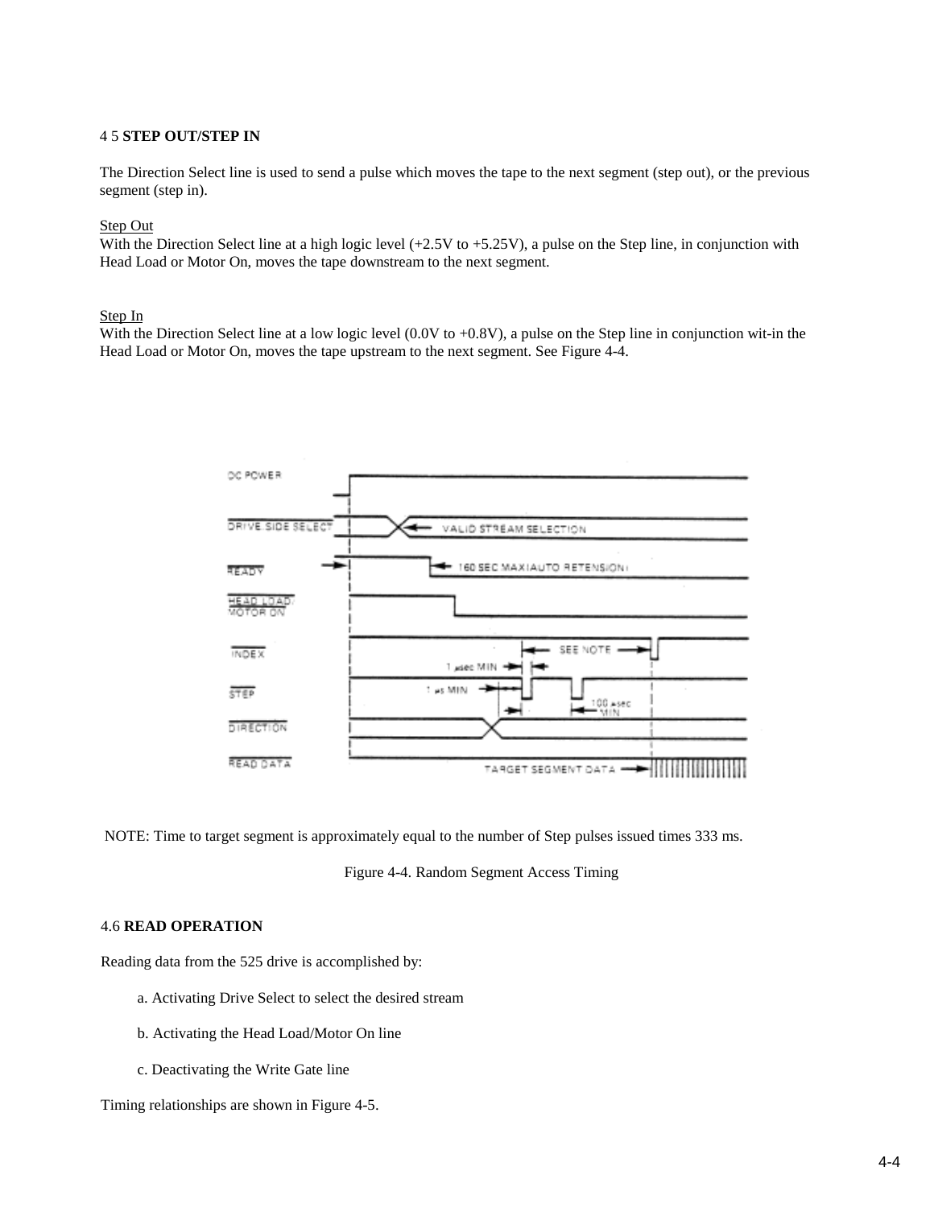### 4 5 **STEP OUT/STEP IN**

The Direction Select line is used to send a pulse which moves the tape to the next segment (step out), or the previous segment (step in).

Step Out
With the Direction Select line at a high logic level (+2.5V to +5.25V), a pulse on the Step line, in conjunction with Head Load or Motor On, moves the tape downstream to the next segment.

Step In
With the Direction Select line at a low logic level (0.0V to +0.8V), a pulse on the Step line in conjunction wit-in the Head Load or Motor On, moves the tape upstream to the next segment. See Figure 4-4.

NOTE: Time to target segment is approximately equal to the number of Step pulses issued times 333 ms.

Figure 4-4. Random Segment Access Timing

### 4.6 **READ OPERATION**

Reading data from the 525 drive is accomplished by:

a. Activating Drive Select to select the desired stream

b. Activating the Head Load/Motor On line

c. Deactivating the Write Gate line

Timing relationships are shown in Figure 4-5.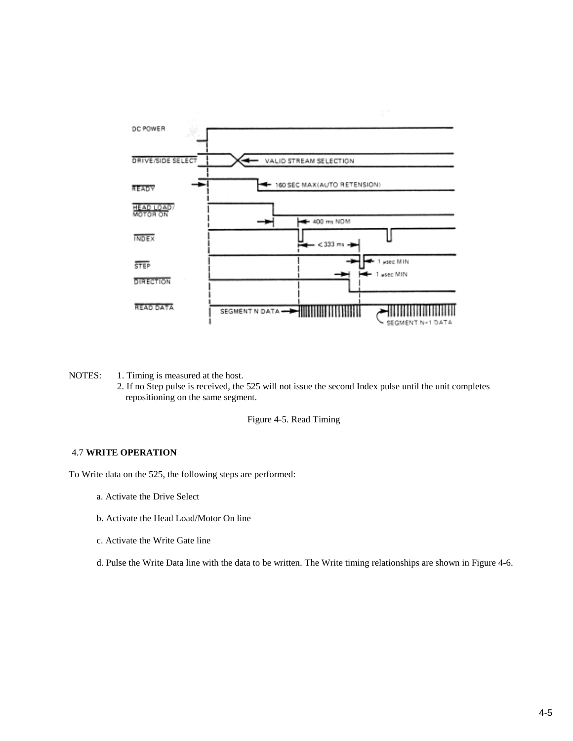NOTES: 1. Timing is measured at the host.
2. If no Step pulse is received, the 525 will not issue the second Index pulse until the unit completes repositioning on the same segment.

Figure 4-5. Read Timing

## 4.7 WRITE OPERATION

To Write data on the 525, the following steps are performed:

a. Activate the Drive Select

b. Activate the Head Load/Motor On line

c. Activate the Write Gate line

d. Pulse the Write Data line with the data to be written. The Write timing relationships are shown in Figure 4-6.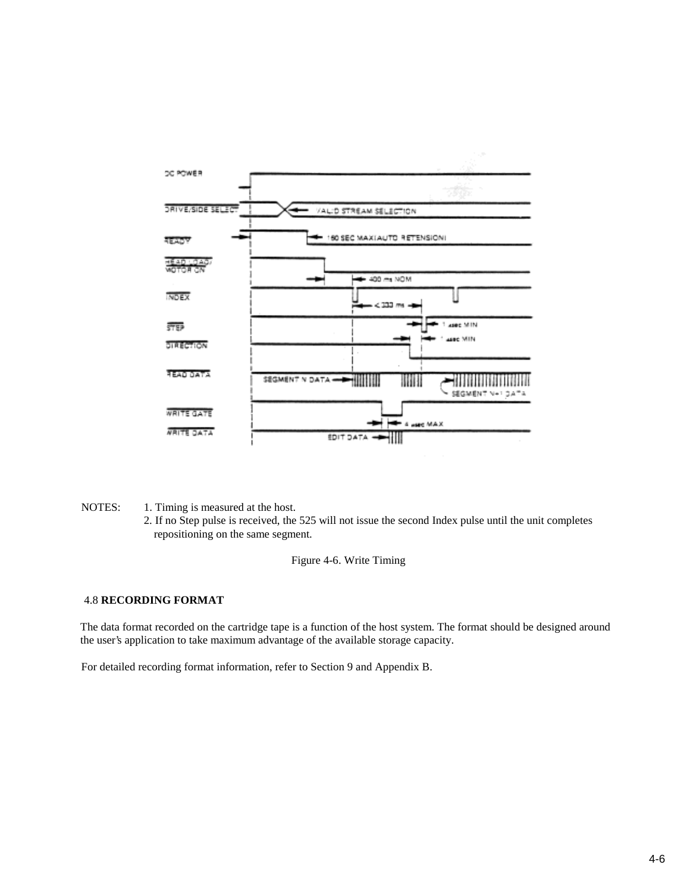NOTES:
1. Timing is measured at the host.
2. If no Step pulse is received, the 525 will not issue the second Index pulse until the unit completes repositioning on the same segment.

Figure 4-6. Write Timing

## 4.8 RECORDING FORMAT

The data format recorded on the cartridge tape is a function of the host system. The format should be designed around the user's application to take maximum advantage of the available storage capacity.

For detailed recording format information, refer to Section 9 and Appendix B.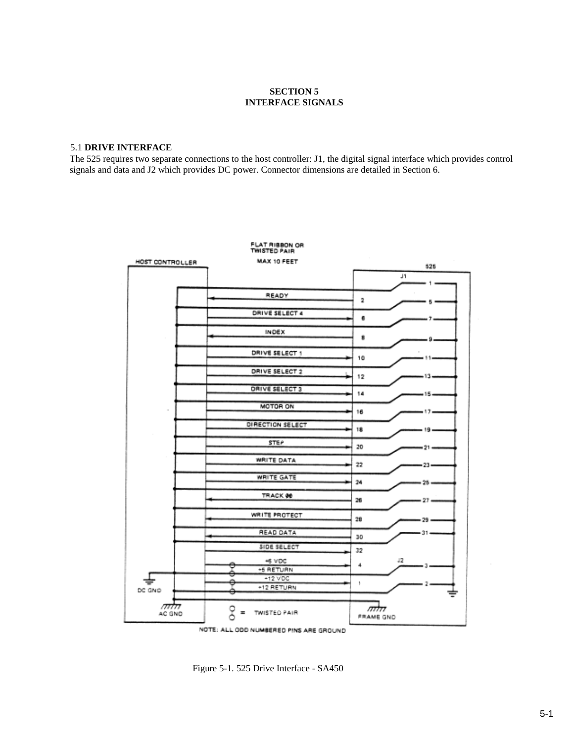## SECTION 5
## INTERFACE SIGNALS

### 5.1 DRIVE INTERFACE

The 525 requires two separate connections to the host controller: J1, the digital signal interface which provides control signals and data and J2 which provides DC power. Connector dimensions are detailed in Section 6.

Figure 5-1. 525 Drive Interface - SA450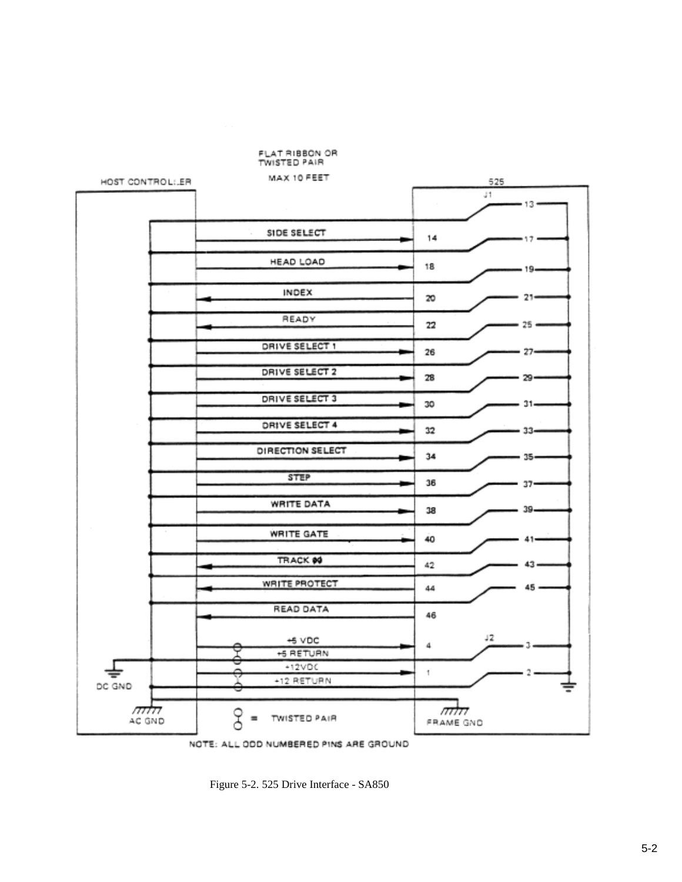FLAT RIBBON OR TWISTED PAIR

MAX 10 FEET

HOST CONTROLLER — 525

| Signal | Direction | Connector | Pin |
|---|---|---|---|
| SIDE SELECT | Host → 525 | J1 | 14 |
| HEAD LOAD | Host → 525 | J1 | 18 |
| INDEX | 525 → Host | J1 | 20 |
| READY | 525 → Host | J1 | 22 |
| DRIVE SELECT 1 | Host → 525 | J1 | 26 |
| DRIVE SELECT 2 | Host → 525 | J1 | 28 |
| DRIVE SELECT 3 | Host → 525 | J1 | 30 |
| DRIVE SELECT 4 | Host → 525 | J1 | 32 |
| DIRECTION SELECT | Host → 525 | J1 | 34 |
| STEP | Host → 525 | J1 | 36 |
| WRITE DATA | Host → 525 | J1 | 38 |
| WRITE GATE | Host → 525 | J1 | 40 |
| TRACK ØØ | 525 → Host | J1 | 42 |
| WRITE PROTECT | 525 → Host | J1 | 44 |
| READ DATA | 525 → Host | J1 | 46 |
| +5 VDC | Host → 525 | J2 | 4 |
| +5 RETURN | | J2 | 3 |
| +12VDC | Host → 525 | J2 | 1 |
| +12 RETURN | | J2 | 2 |

J1 ground pins: 13, 17, 19, 21, 25, 27, 29, 31, 33, 35, 37, 39, 41, 43, 45

DC GND — AC GND — FRAME GND

(twisted pair symbol) = TWISTED PAIR

NOTE: ALL ODD NUMBERED PINS ARE GROUND

Figure 5-2. 525 Drive Interface - SA850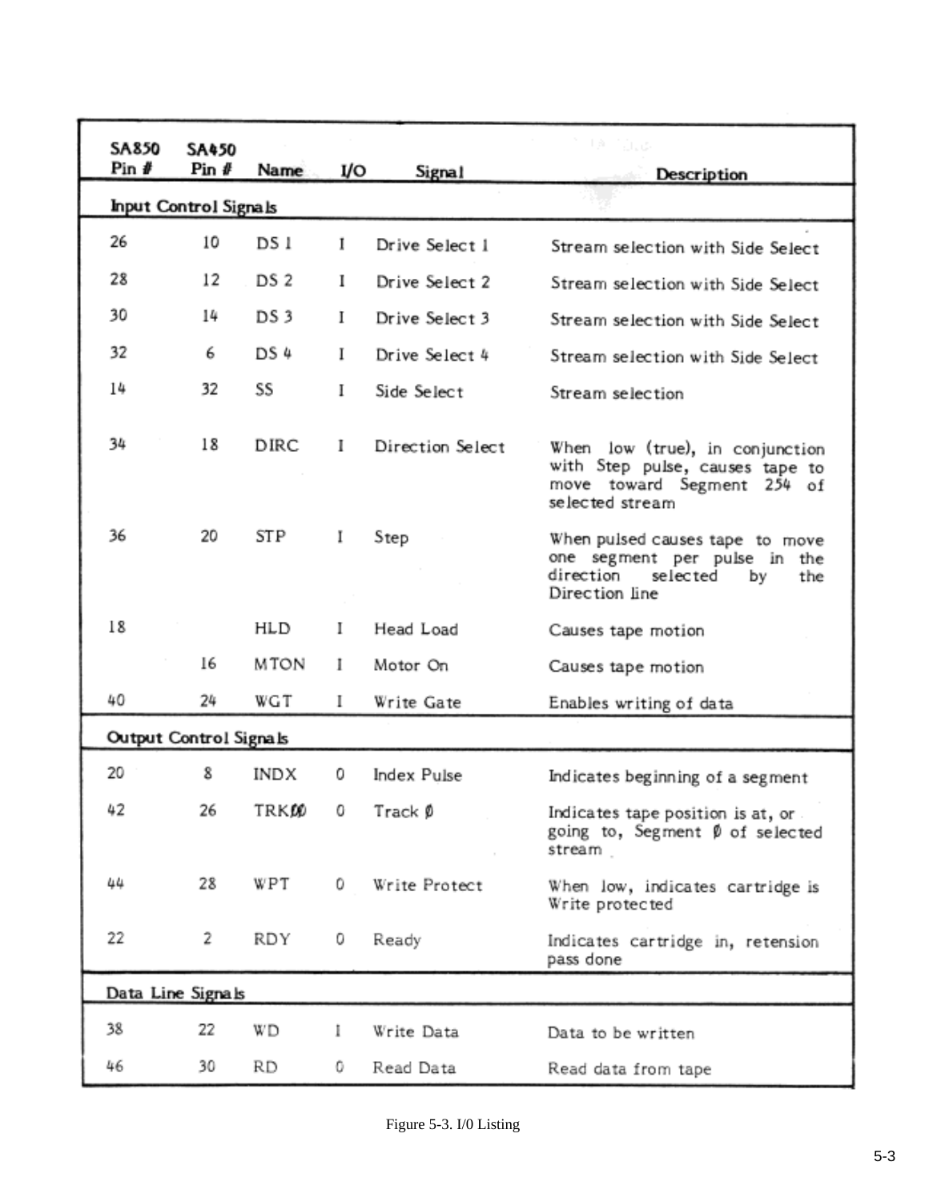| SA850 Pin # | SA450 Pin # | Name | I/O | Signal | Description |
|---|---|---|---|---|---|
| **Input Control Signals** | | | | | |
| 26 | 10 | DS 1 | I | Drive Select 1 | Stream selection with Side Select |
| 28 | 12 | DS 2 | I | Drive Select 2 | Stream selection with Side Select |
| 30 | 14 | DS 3 | I | Drive Select 3 | Stream selection with Side Select |
| 32 | 6 | DS 4 | I | Drive Select 4 | Stream selection with Side Select |
| 14 | 32 | SS | I | Side Select | Stream selection |
| 34 | 18 | DIRC | I | Direction Select | When low (true), in conjunction with Step pulse, causes tape to move toward Segment 254 of selected stream |
| 36 | 20 | STP | I | Step | When pulsed causes tape to move one segment per pulse in the direction selected by the Direction line |
| 18 | | HLD | I | Head Load | Causes tape motion |
| | 16 | MTON | I | Motor On | Causes tape motion |
| 40 | 24 | WGT | I | Write Gate | Enables writing of data |
| **Output Control Signals** | | | | | |
| 20 | 8 | INDX | 0 | Index Pulse | Indicates beginning of a segment |
| 42 | 26 | TRKØØ | 0 | Track Ø | Indicates tape position is at, or going to, Segment Ø of selected stream |
| 44 | 28 | WPT | 0 | Write Protect | When low, indicates cartridge is Write protected |
| 22 | 2 | RDY | 0 | Ready | Indicates cartridge in, retension pass done |
| **Data Line Signals** | | | | | |
| 38 | 22 | WD | I | Write Data | Data to be written |
| 46 | 30 | RD | 0 | Read Data | Read data from tape |

Figure 5-3. I/0 Listing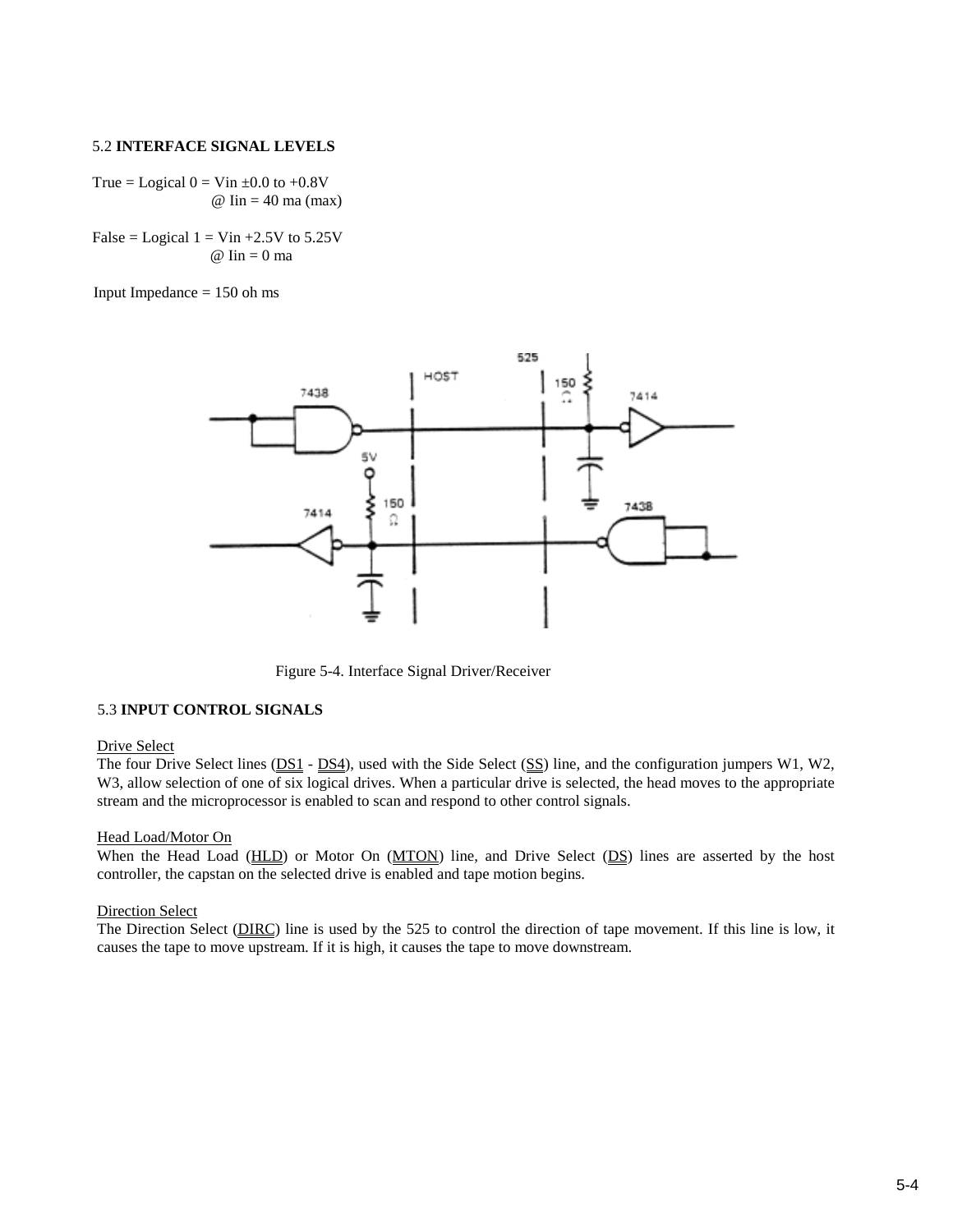## 5.2 **INTERFACE SIGNAL LEVELS**

True = Logical 0 = Vin ±0.0 to +0.8V
@ Iin = 40 ma (max)

False = Logical 1 = Vin +2.5V to 5.25V
@ Iin = 0 ma

Input Impedance = 150 oh ms

Figure 5-4. Interface Signal Driver/Receiver

## 5.3 **INPUT CONTROL SIGNALS**

Drive Select
The four Drive Select lines (DS1 - DS4), used with the Side Select (SS) line, and the configuration jumpers W1, W2, W3, allow selection of one of six logical drives. When a particular drive is selected, the head moves to the appropriate stream and the microprocessor is enabled to scan and respond to other control signals.

Head Load/Motor On
When the Head Load (HLD) or Motor On (MTON) line, and Drive Select (DS) lines are asserted by the host controller, the capstan on the selected drive is enabled and tape motion begins.

Direction Select
The Direction Select (DIRC) line is used by the 525 to control the direction of tape movement. If this line is low, it causes the tape to move upstream. If it is high, it causes the tape to move downstream.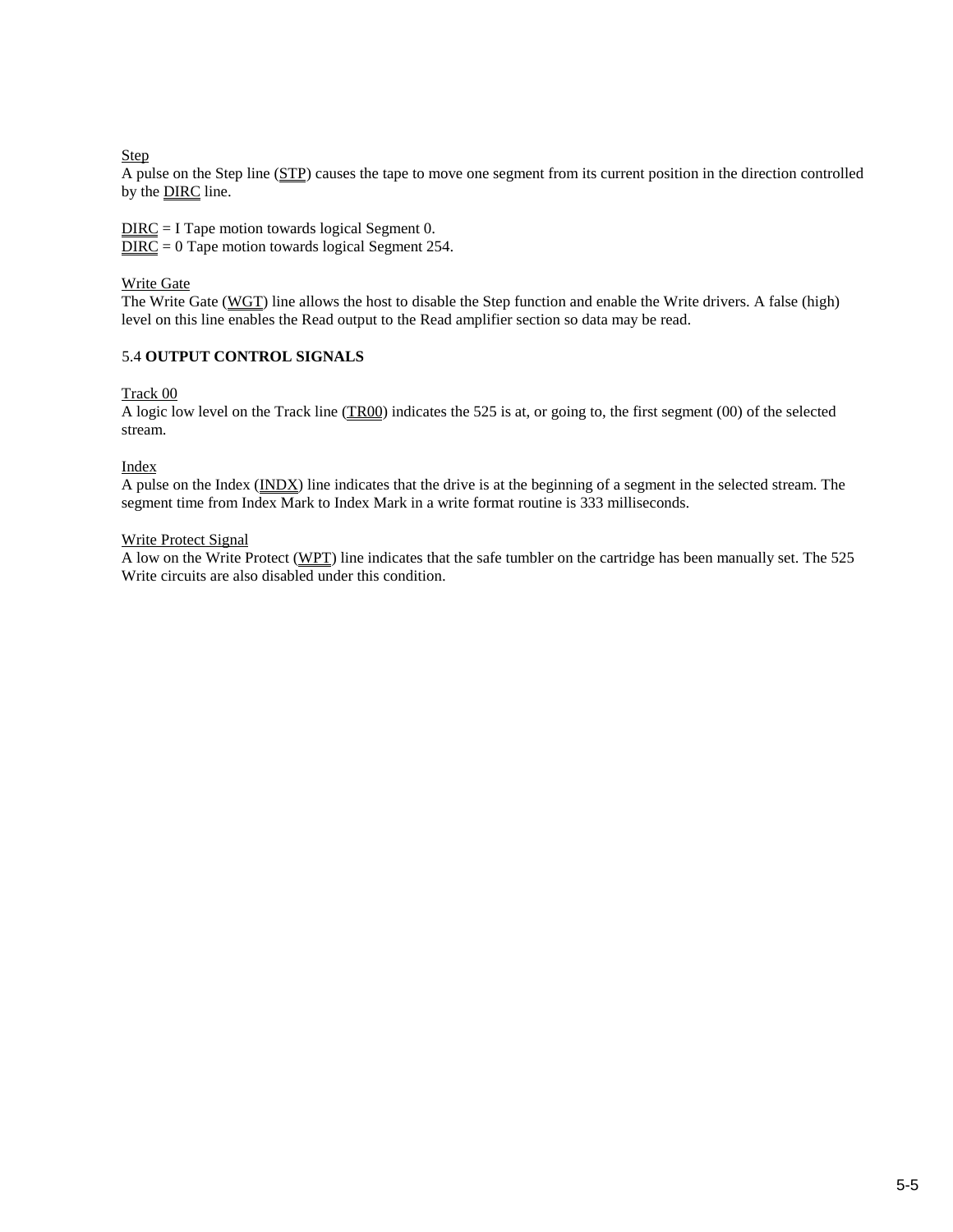Step

A pulse on the Step line (STP) causes the tape to move one segment from its current position in the direction controlled by the DIRC line.

DIRC = I Tape motion towards logical Segment 0.
DIRC = 0 Tape motion towards logical Segment 254.

Write Gate

The Write Gate (WGT) line allows the host to disable the Step function and enable the Write drivers. A false (high) level on this line enables the Read output to the Read amplifier section so data may be read.

## 5.4 **OUTPUT CONTROL SIGNALS**

Track 00

A logic low level on the Track line (TR00) indicates the 525 is at, or going to, the first segment (00) of the selected stream.

Index

A pulse on the Index (INDX) line indicates that the drive is at the beginning of a segment in the selected stream. The segment time from Index Mark to Index Mark in a write format routine is 333 milliseconds.

Write Protect Signal

A low on the Write Protect (WPT) line indicates that the safe tumbler on the cartridge has been manually set. The 525 Write circuits are also disabled under this condition.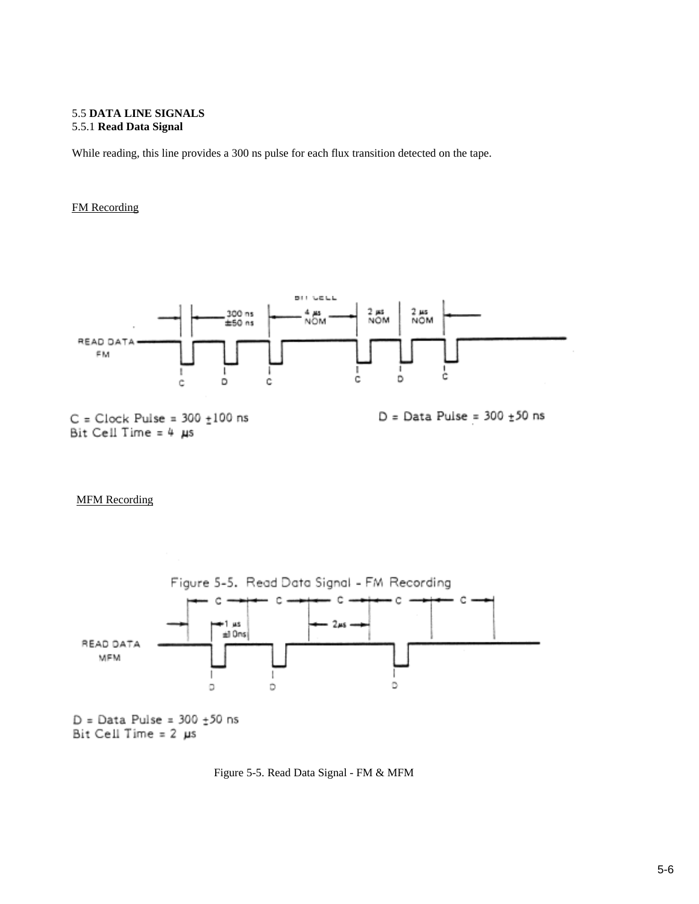5.5 **DATA LINE SIGNALS**

5.5.1 **Read Data Signal**

While reading, this line provides a 300 ns pulse for each flux transition detected on the tape.

FM Recording

BIT CELL

300 ns ±50 ns | 4 µs NOM | 2 µs NOM | 2 µs NOM

READ DATA FM

C D C C D C

C = Clock Pulse = 300 ±100 ns

D = Data Pulse = 300 ±50 ns

Bit Cell Time = 4 µs

MFM Recording

Figure 5-5. Read Data Signal - FM Recording

C C C C C

1 µs ±10ns | 2µs

READ DATA MFM

D D D

D = Data Pulse = 300 ±50 ns

Bit Cell Time = 2 µs

Figure 5-5. Read Data Signal - FM & MFM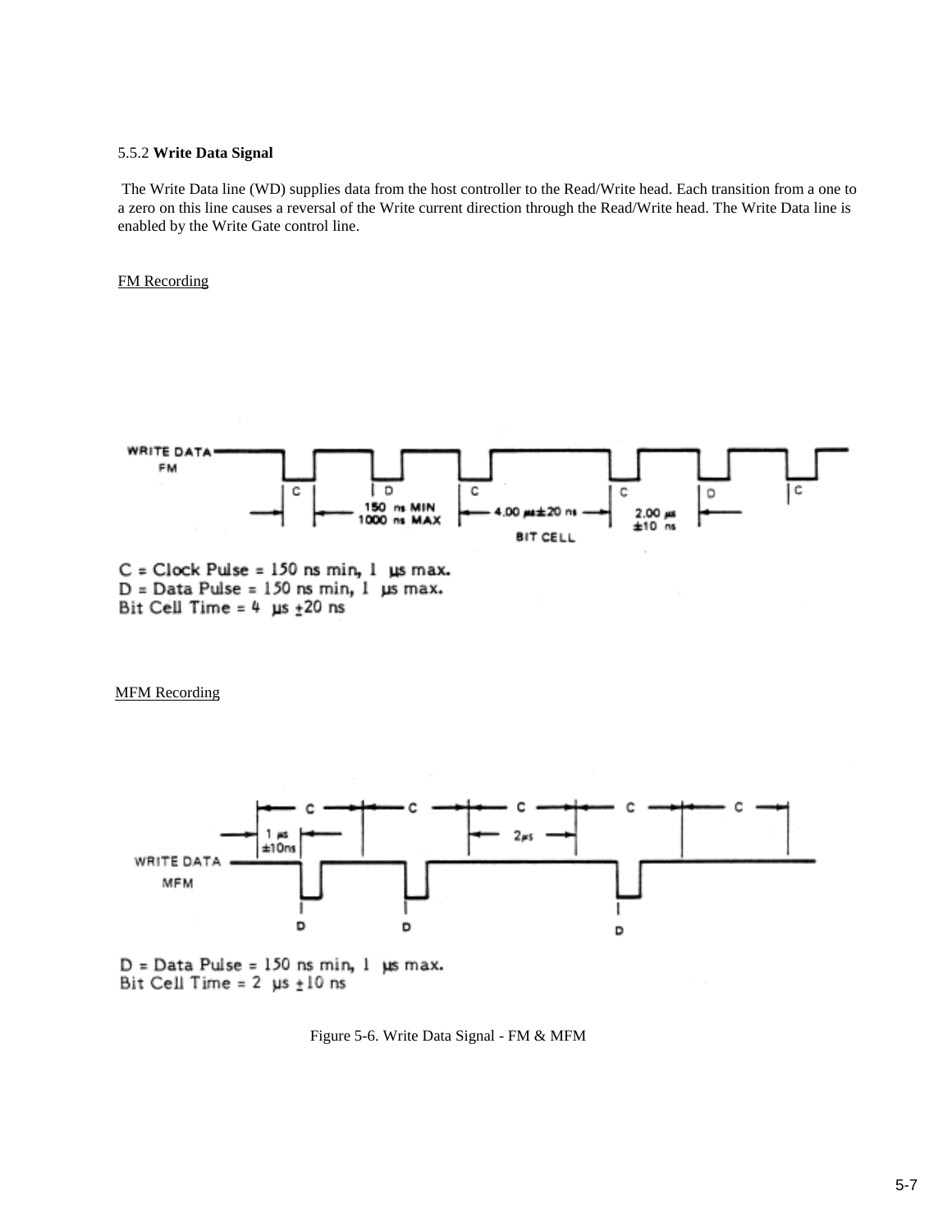5.5.2 **Write Data Signal**

The Write Data line (WD) supplies data from the host controller to the Read/Write head. Each transition from a one to a zero on this line causes a reversal of the Write current direction through the Read/Write head. The Write Data line is enabled by the Write Gate control line.

FM Recording

C = Clock Pulse = 150 ns min, 1 µs max.
D = Data Pulse = 150 ns min, 1 µs max.
Bit Cell Time = 4 µs ±20 ns

MFM Recording

D = Data Pulse = 150 ns min, 1 µs max.
Bit Cell Time = 2 µs ±10 ns

Figure 5-6. Write Data Signal - FM & MFM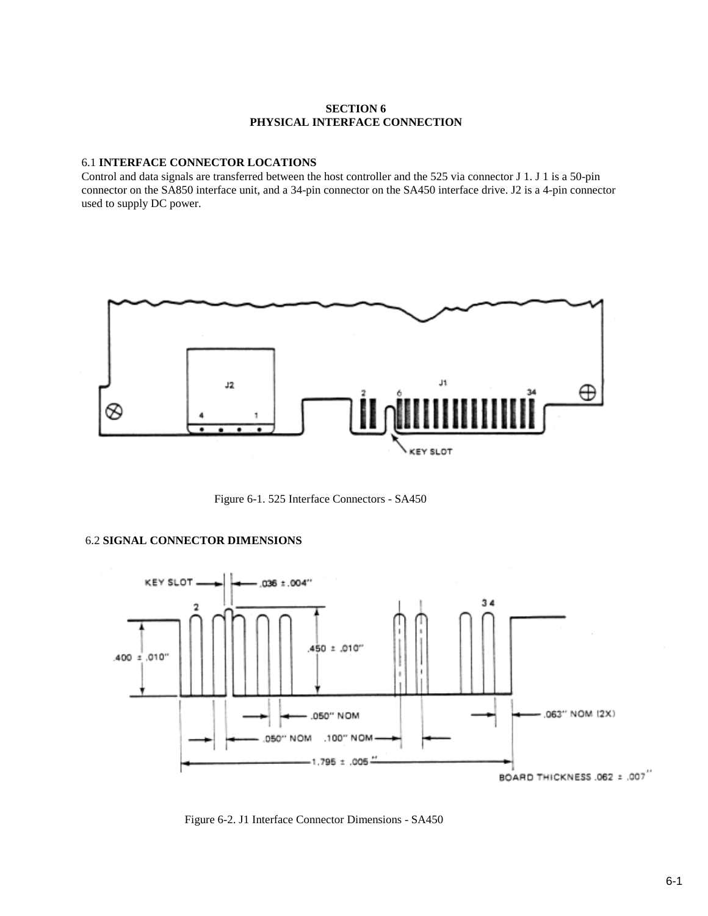# SECTION 6
# PHYSICAL INTERFACE CONNECTION

## 6.1 INTERFACE CONNECTOR LOCATIONS

Control and data signals are transferred between the host controller and the 525 via connector J 1. J 1 is a 50-pin connector on the SA850 interface unit, and a 34-pin connector on the SA450 interface drive. J2 is a 4-pin connector used to supply DC power.

Figure 6-1. 525 Interface Connectors - SA450

## 6.2 SIGNAL CONNECTOR DIMENSIONS

Figure 6-2. J1 Interface Connector Dimensions - SA450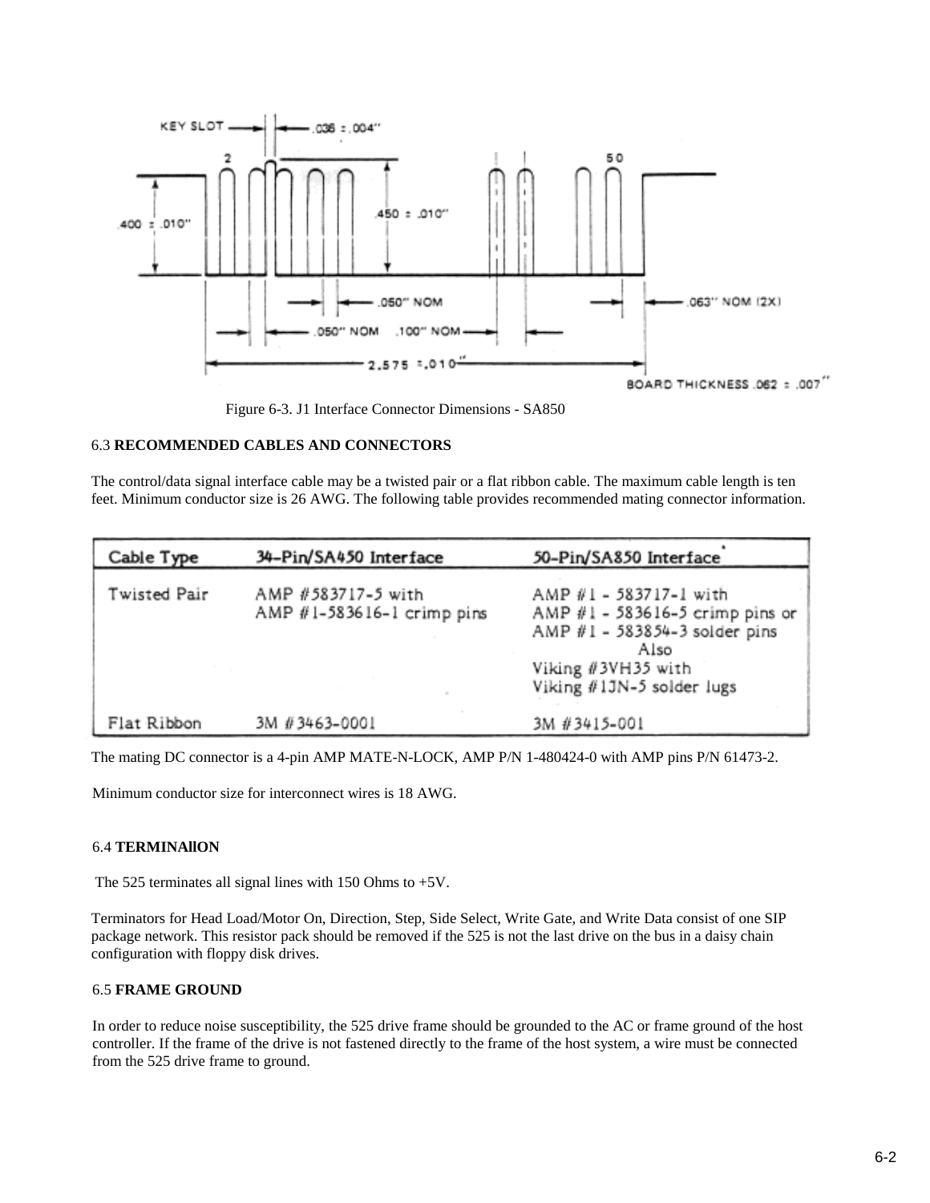Figure 6-3. J1 Interface Connector Dimensions - SA850

### 6.3 **RECOMMENDED CABLES AND CONNECTORS**

The control/data signal interface cable may be a twisted pair or a flat ribbon cable. The maximum cable length is ten feet. Minimum conductor size is 26 AWG. The following table provides recommended mating connector information.

| Cable Type | 34-Pin/SA450 Interface | 50-Pin/SA850 Interface* |
|---|---|---|
| Twisted Pair | AMP #583717-5 with AMP #1-583616-1 crimp pins | AMP #1 - 583717-1 with AMP #1 - 583616-5 crimp pins or AMP #1 - 583854-3 solder pins Also Viking #3VH35 with Viking #1JN-5 solder lugs |
| Flat Ribbon | 3M #3463-0001 | 3M #3415-001 |

The mating DC connector is a 4-pin AMP MATE-N-LOCK, AMP P/N 1-480424-0 with AMP pins P/N 61473-2.

Minimum conductor size for interconnect wires is 18 AWG.

### 6.4 **TERMINAllON**

The 525 terminates all signal lines with 150 Ohms to +5V.

Terminators for Head Load/Motor On, Direction, Step, Side Select, Write Gate, and Write Data consist of one SIP package network. This resistor pack should be removed if the 525 is not the last drive on the bus in a daisy chain configuration with floppy disk drives.

### 6.5 **FRAME GROUND**

In order to reduce noise susceptibility, the 525 drive frame should be grounded to the AC or frame ground of the host controller. If the frame of the drive is not fastened directly to the frame of the host system, a wire must be connected from the 525 drive frame to ground.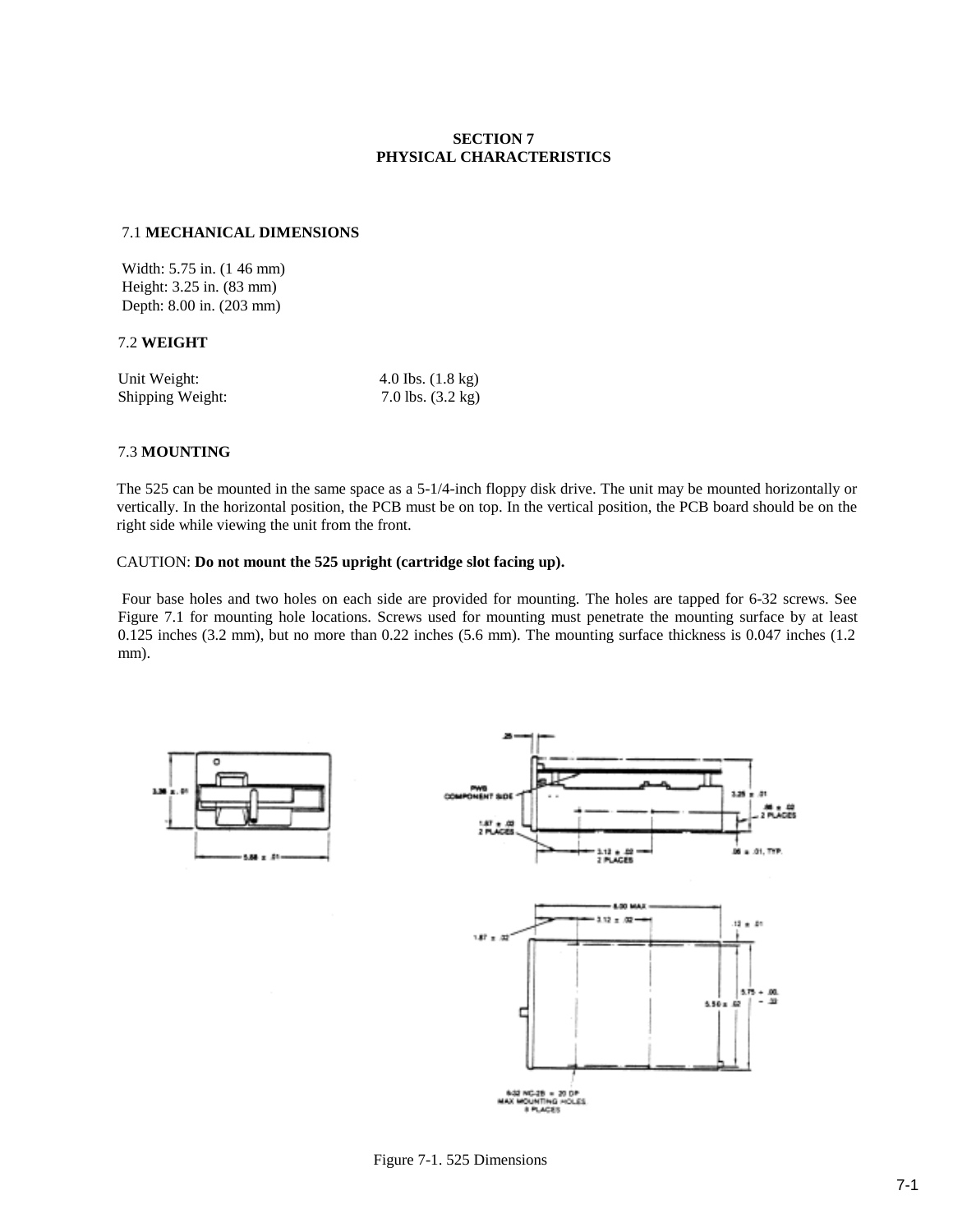# SECTION 7
# PHYSICAL CHARACTERISTICS

## 7.1 MECHANICAL DIMENSIONS

Width: 5.75 in. (1 46 mm)
Height: 3.25 in. (83 mm)
Depth: 8.00 in. (203 mm)

## 7.2 WEIGHT

| Unit Weight: | 4.0 Ibs. (1.8 kg) |
|---|---|
| Shipping Weight: | 7.0 lbs. (3.2 kg) |

## 7.3 MOUNTING

The 525 can be mounted in the same space as a 5-1/4-inch floppy disk drive. The unit may be mounted horizontally or vertically. In the horizontal position, the PCB must be on top. In the vertical position, the PCB board should be on the right side while viewing the unit from the front.

CAUTION: **Do not mount the 525 upright (cartridge slot facing up).**

Four base holes and two holes on each side are provided for mounting. The holes are tapped for 6-32 screws. See Figure 7.1 for mounting hole locations. Screws used for mounting must penetrate the mounting surface by at least 0.125 inches (3.2 mm), but no more than 0.22 inches (5.6 mm). The mounting surface thickness is 0.047 inches (1.2 mm).

Figure 7-1. 525 Dimensions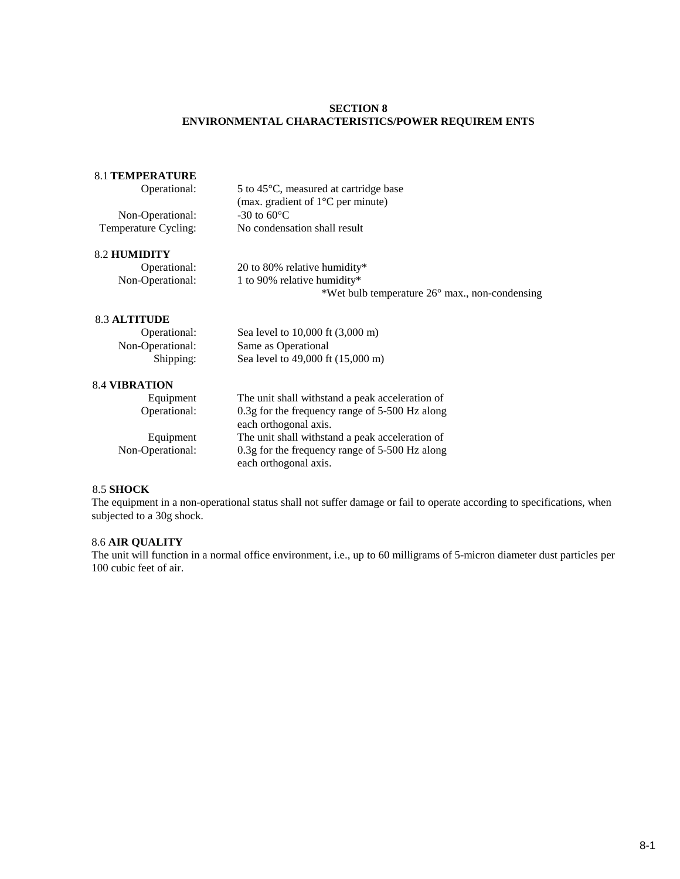# SECTION 8
# ENVIRONMENTAL CHARACTERISTICS/POWER REQUIREM ENTS

## 8.1 TEMPERATURE

| | |
|---|---|
| Operational: | 5 to 45°C, measured at cartridge base (max. gradient of 1°C per minute) |
| Non-Operational: | -30 to 60°C |
| Temperature Cycling: | No condensation shall result |

## 8.2 HUMIDITY

| | |
|---|---|
| Operational: | 20 to 80% relative humidity* |
| Non-Operational: | 1 to 90% relative humidity* |

*Wet bulb temperature 26° max., non-condensing

## 8.3 ALTITUDE

| | |
|---|---|
| Operational: | Sea level to 10,000 ft (3,000 m) |
| Non-Operational: | Same as Operational |
| Shipping: | Sea level to 49,000 ft (15,000 m) |

## 8.4 VIBRATION

| | |
|---|---|
| Equipment Operational: | The unit shall withstand a peak acceleration of 0.3g for the frequency range of 5-500 Hz along each orthogonal axis. |
| Equipment Non-Operational: | The unit shall withstand a peak acceleration of 0.3g for the frequency range of 5-500 Hz along each orthogonal axis. |

## 8.5 SHOCK

The equipment in a non-operational status shall not suffer damage or fail to operate according to specifications, when subjected to a 30g shock.

## 8.6 AIR QUALITY

The unit will function in a normal office environment, i.e., up to 60 milligrams of 5-micron diameter dust particles per 100 cubic feet of air.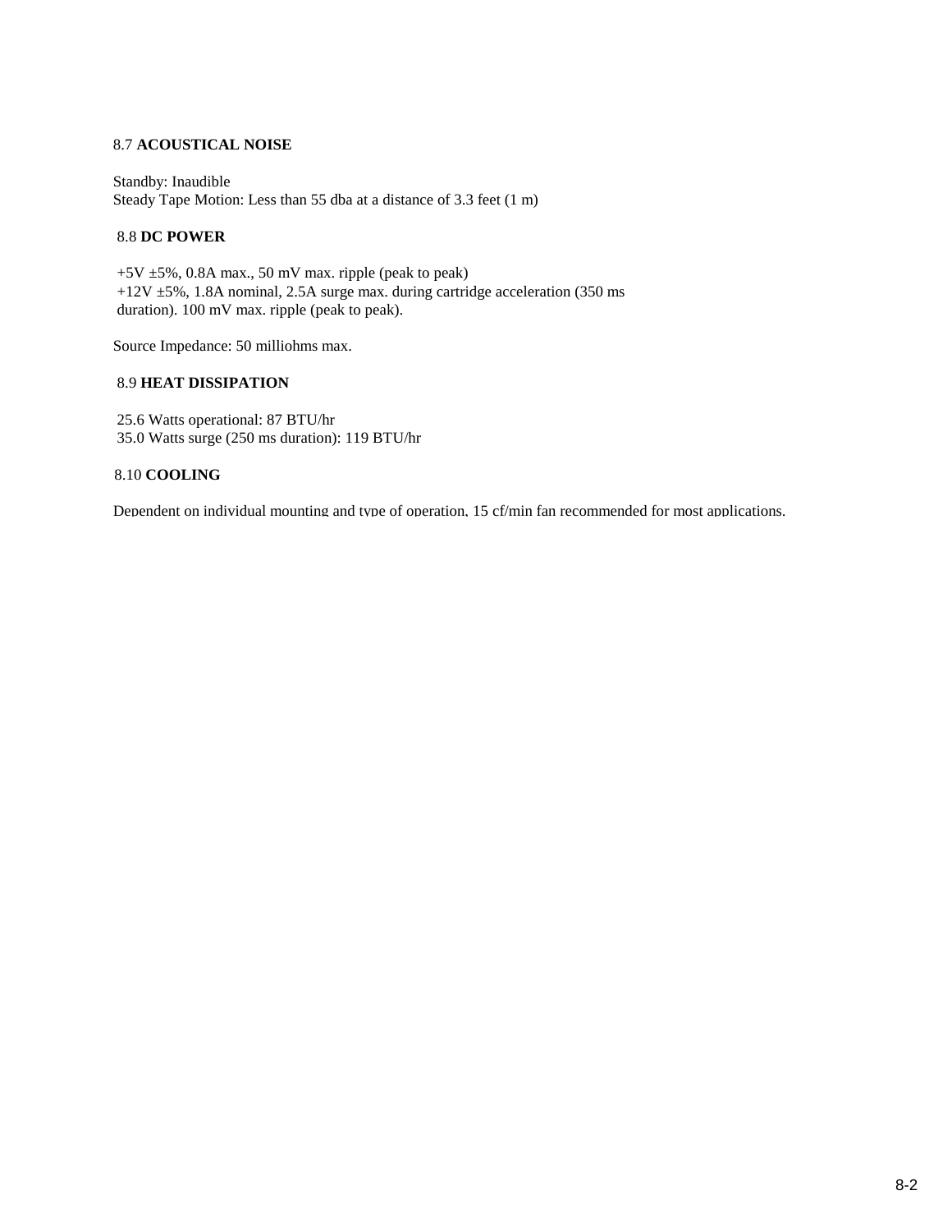## 8.7 **ACOUSTICAL NOISE**

Standby: Inaudible
Steady Tape Motion: Less than 55 dba at a distance of 3.3 feet (1 m)

## 8.8 **DC POWER**

+5V ±5%, 0.8A max., 50 mV max. ripple (peak to peak)
+12V ±5%, 1.8A nominal, 2.5A surge max. during cartridge acceleration (350 ms duration). 100 mV max. ripple (peak to peak).

Source Impedance: 50 milliohms max.

## 8.9 **HEAT DISSIPATION**

25.6 Watts operational: 87 BTU/hr
35.0 Watts surge (250 ms duration): 119 BTU/hr

## 8.10 **COOLING**

Dependent on individual mounting and type of operation, 15 cf/min fan recommended for most applications.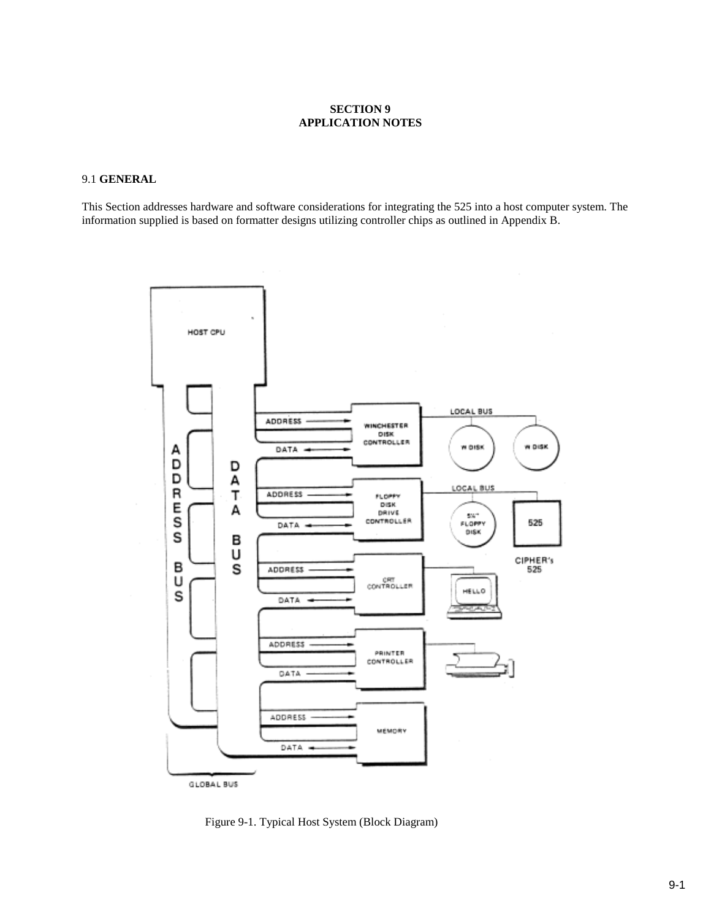# SECTION 9
# APPLICATION NOTES

## 9.1 GENERAL

This Section addresses hardware and software considerations for integrating the 525 into a host computer system. The information supplied is based on formatter designs utilizing controller chips as outlined in Appendix B.

Figure 9-1. Typical Host System (Block Diagram)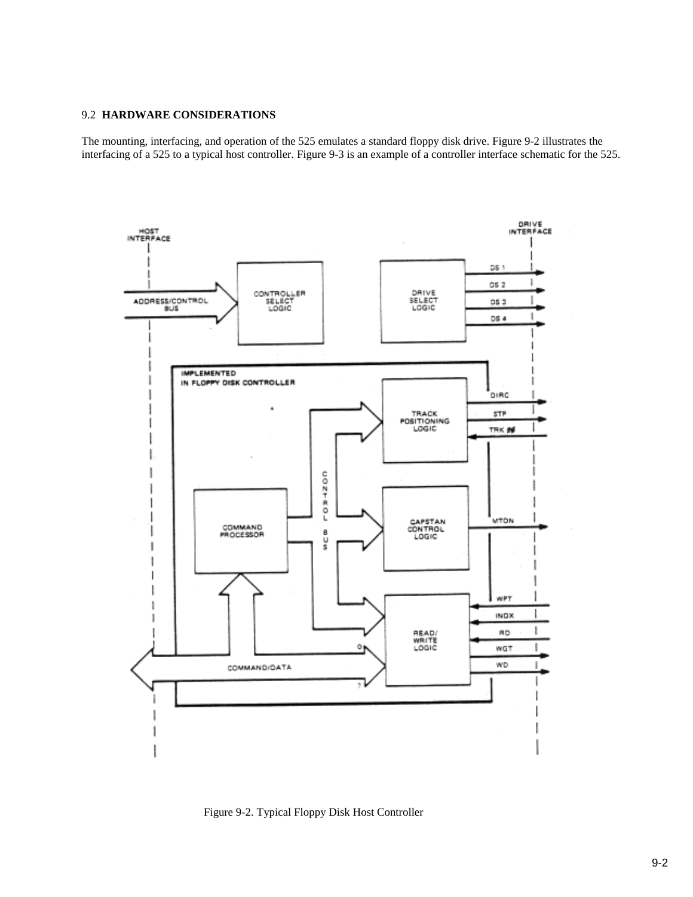## 9.2 **HARDWARE CONSIDERATIONS**

The mounting, interfacing, and operation of the 525 emulates a standard floppy disk drive. Figure 9-2 illustrates the interfacing of a 525 to a typical host controller. Figure 9-3 is an example of a controller interface schematic for the 525.

Figure 9-2. Typical Floppy Disk Host Controller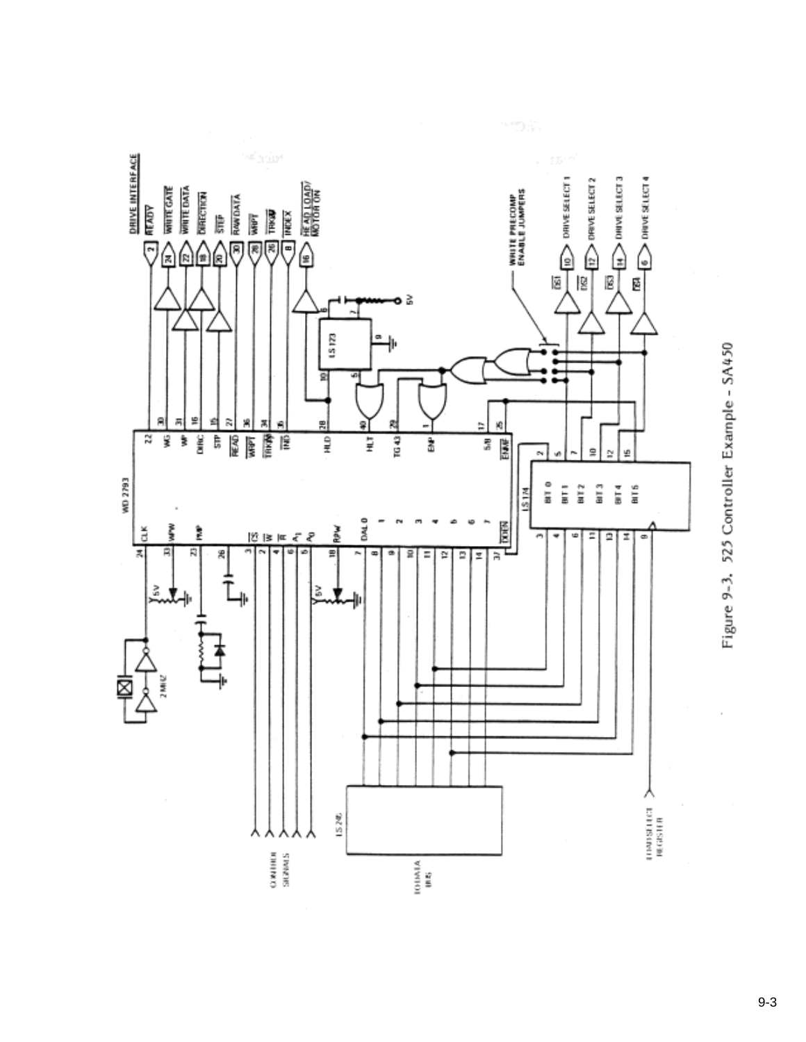Figure 9-3. 525 Controller Example - SA450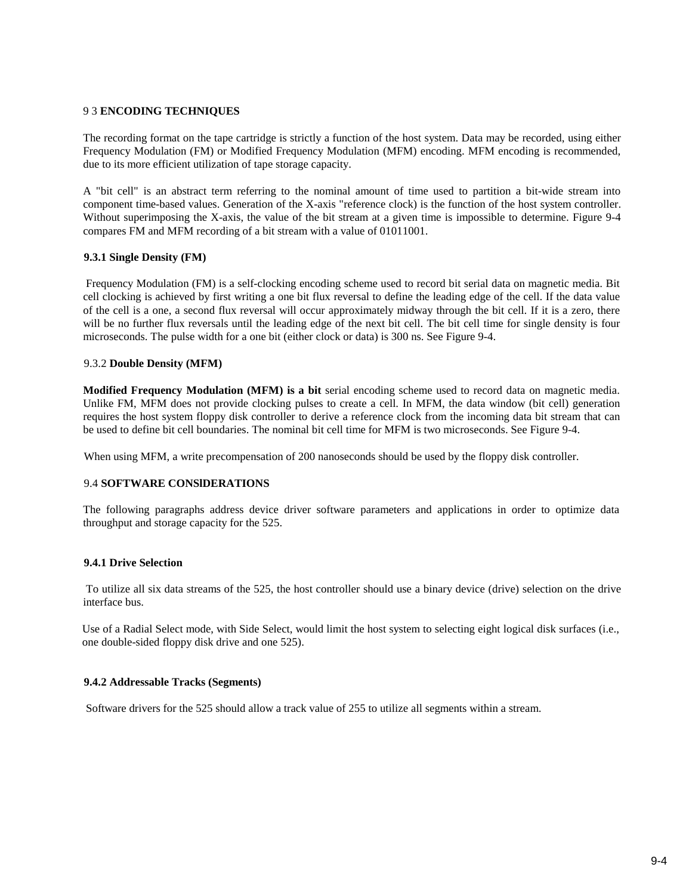## 9 3 ENCODING TECHNIQUES

The recording format on the tape cartridge is strictly a function of the host system. Data may be recorded, using either Frequency Modulation (FM) or Modified Frequency Modulation (MFM) encoding. MFM encoding is recommended, due to its more efficient utilization of tape storage capacity.

A "bit cell" is an abstract term referring to the nominal amount of time used to partition a bit-wide stream into component time-based values. Generation of the X-axis "reference clock) is the function of the host system controller. Without superimposing the X-axis, the value of the bit stream at a given time is impossible to determine. Figure 9-4 compares FM and MFM recording of a bit stream with a value of 01011001.

### 9.3.1 Single Density (FM)

Frequency Modulation (FM) is a self-clocking encoding scheme used to record bit serial data on magnetic media. Bit cell clocking is achieved by first writing a one bit flux reversal to define the leading edge of the cell. If the data value of the cell is a one, a second flux reversal will occur approximately midway through the bit cell. If it is a zero, there will be no further flux reversals until the leading edge of the next bit cell. The bit cell time for single density is four microseconds. The pulse width for a one bit (either clock or data) is 300 ns. See Figure 9-4.

### 9.3.2 Double Density (MFM)

**Modified Frequency Modulation (MFM) is a bit** serial encoding scheme used to record data on magnetic media. Unlike FM, MFM does not provide clocking pulses to create a cell. In MFM, the data window (bit cell) generation requires the host system floppy disk controller to derive a reference clock from the incoming data bit stream that can be used to define bit cell boundaries. The nominal bit cell time for MFM is two microseconds. See Figure 9-4.

When using MFM, a write precompensation of 200 nanoseconds should be used by the floppy disk controller.

## 9.4 SOFTWARE CONSlDERATIONS

The following paragraphs address device driver software parameters and applications in order to optimize data throughput and storage capacity for the 525.

### 9.4.1 Drive Selection

To utilize all six data streams of the 525, the host controller should use a binary device (drive) selection on the drive interface bus.

Use of a Radial Select mode, with Side Select, would limit the host system to selecting eight logical disk surfaces (i.e., one double-sided floppy disk drive and one 525).

### 9.4.2 Addressable Tracks (Segments)

Software drivers for the 525 should allow a track value of 255 to utilize all segments within a stream.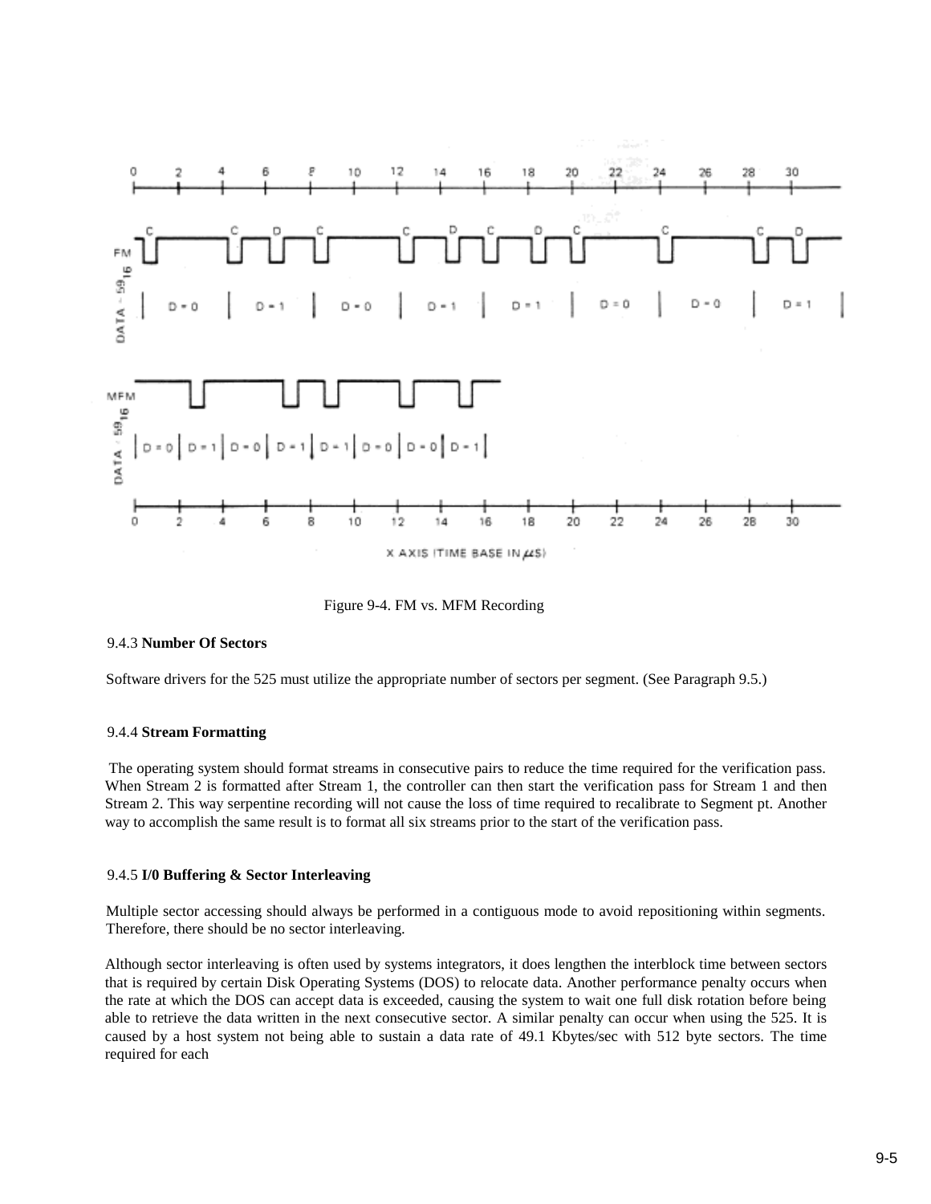Figure 9-4. FM vs. MFM Recording

### 9.4.3 **Number Of Sectors**

Software drivers for the 525 must utilize the appropriate number of sectors per segment. (See Paragraph 9.5.)

### 9.4.4 **Stream Formatting**

The operating system should format streams in consecutive pairs to reduce the time required for the verification pass. When Stream 2 is formatted after Stream 1, the controller can then start the verification pass for Stream 1 and then Stream 2. This way serpentine recording will not cause the loss of time required to recalibrate to Segment pt. Another way to accomplish the same result is to format all six streams prior to the start of the verification pass.

### 9.4.5 **I/0 Buffering & Sector Interleaving**

Multiple sector accessing should always be performed in a contiguous mode to avoid repositioning within segments. Therefore, there should be no sector interleaving.

Although sector interleaving is often used by systems integrators, it does lengthen the interblock time between sectors that is required by certain Disk Operating Systems (DOS) to relocate data. Another performance penalty occurs when the rate at which the DOS can accept data is exceeded, causing the system to wait one full disk rotation before being able to retrieve the data written in the next consecutive sector. A similar penalty can occur when using the 525. It is caused by a host system not being able to sustain a data rate of 49.1 Kbytes/sec with 512 byte sectors. The time required for each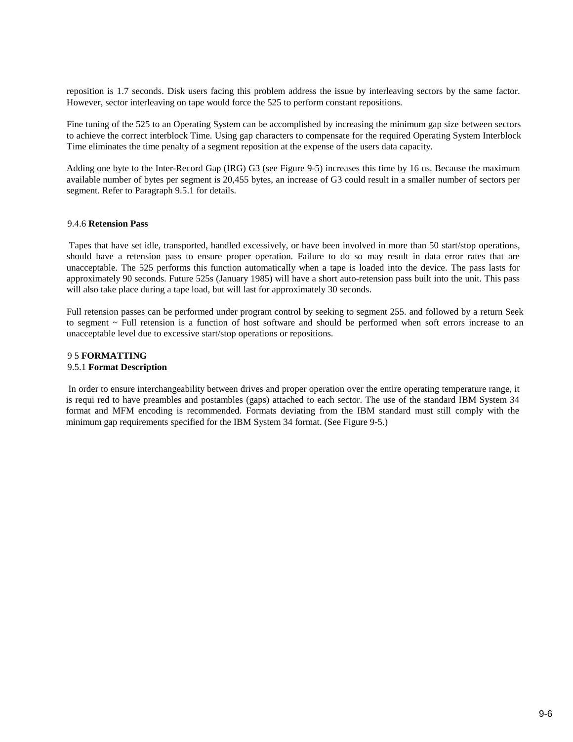reposition is 1.7 seconds. Disk users facing this problem address the issue by interleaving sectors by the same factor. However, sector interleaving on tape would force the 525 to perform constant repositions.

Fine tuning of the 525 to an Operating System can be accomplished by increasing the minimum gap size between sectors to achieve the correct interblock Time. Using gap characters to compensate for the required Operating System Interblock Time eliminates the time penalty of a segment reposition at the expense of the users data capacity.

Adding one byte to the Inter-Record Gap (IRG) G3 (see Figure 9-5) increases this time by 16 us. Because the maximum available number of bytes per segment is 20,455 bytes, an increase of G3 could result in a smaller number of sectors per segment. Refer to Paragraph 9.5.1 for details.

### 9.4.6 **Retension Pass**

Tapes that have set idle, transported, handled excessively, or have been involved in more than 50 start/stop operations, should have a retension pass to ensure proper operation. Failure to do so may result in data error rates that are unacceptable. The 525 performs this function automatically when a tape is loaded into the device. The pass lasts for approximately 90 seconds. Future 525s (January 1985) will have a short auto-retension pass built into the unit. This pass will also take place during a tape load, but will last for approximately 30 seconds.

Full retension passes can be performed under program control by seeking to segment 255. and followed by a return Seek to segment ~ Full retension is a function of host software and should be performed when soft errors increase to an unacceptable level due to excessive start/stop operations or repositions.

## 9 5 **FORMATTING**

### 9.5.1 **Format Description**

In order to ensure interchangeability between drives and proper operation over the entire operating temperature range, it is requi red to have preambles and postambles (gaps) attached to each sector. The use of the standard IBM System 34 format and MFM encoding is recommended. Formats deviating from the IBM standard must still comply with the minimum gap requirements specified for the IBM System 34 format. (See Figure 9-5.)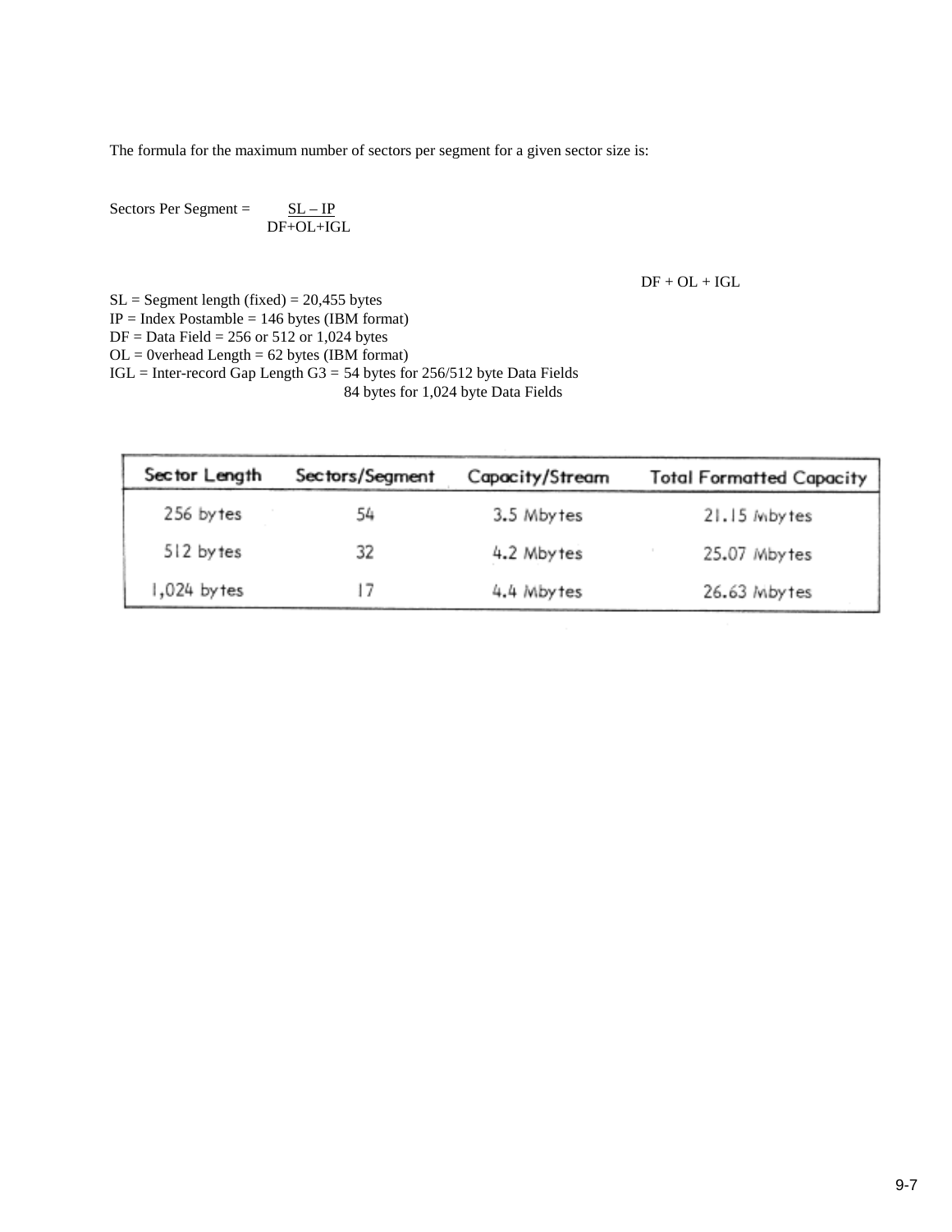The formula for the maximum number of sectors per segment for a given sector size is:

$$\text{Sectors Per Segment} = \frac{SL - IP}{DF + OL + IGL}$$

DF + OL + IGL

SL = Segment length (fixed) = 20,455 bytes
IP = Index Postamble = 146 bytes (IBM format)
DF = Data Field = 256 or 512 or 1,024 bytes
OL = 0verhead Length = 62 bytes (IBM format)
IGL = Inter-record Gap Length G3 = 54 bytes for 256/512 byte Data Fields
84 bytes for 1,024 byte Data Fields

| Sector Length | Sectors/Segment | Capacity/Stream | Total Formatted Capacity |
|---|---|---|---|
| 256 bytes | 54 | 3.5 Mbytes | 21.15 Mbytes |
| 512 bytes | 32 | 4.2 Mbytes | 25.07 Mbytes |
| 1,024 bytes | 17 | 4.4 Mbytes | 26.63 Mbytes |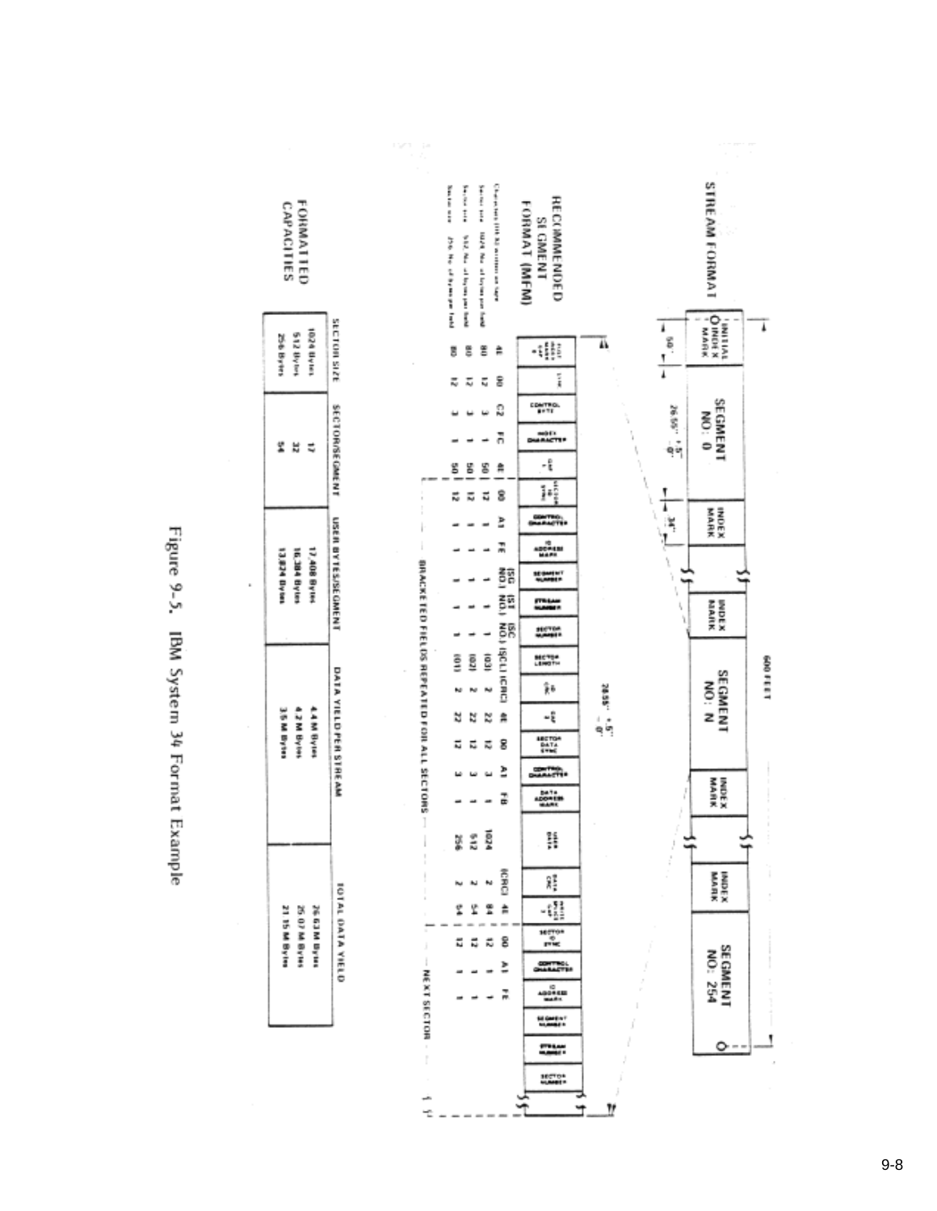## STREAM FORMAT

| INITIAL INDEX MARK | SEGMENT NO: 0 | INDEX MARK | | INDEX MARK | SEGMENT NO: N | INDEX MARK | | INDEX MARK | SEGMENT NO: 254 |
|---|---|---|---|---|---|---|---|---|---|
| 50" | 26.55" +.5" -0" | 34" | | | | | | | |

600 FEET

28.55" +.5" -.0"

## RECOMMENDED SEGMENT FORMAT (MFM)

| | FIRST INDEX MARK GAP 0 | SYNC | CONTROL BYTE | INDEX CHARACTER | GAP 1 | SECTOR ID SYNC | CONTROL CHARACTER | ID ADDRESS MARK | SEGMENT NUMBER | STREAM NUMBER | SECTOR NUMBER | SECTOR LENGTH | ID CRC | GAP 2 | SECTOR DATA SYNC | CONTROL CHARACTER | DATA ADDRESS MARK | USER DATA | DATA CRC | WRITE SPLICE GAP 3 | SECTOR ID SYNC | CONTROL CHARACTER | ID ADDRESS MARK | SEGMENT NUMBER | STREAM NUMBER | SECTOR NUMBER |
|---|---|---|---|---|---|---|---|---|---|---|---|---|---|---|---|---|---|---|---|---|---|---|---|---|---|---|
| Characters (HEX) written on tape | 4E | 00 | C2 | FC | 4E | 00 | A1 | FE | (SG NO.) | (ST NO.) | (SC NO.) | (SCL) | (CRC) | 4E | 00 | A1 | FB | | (CRC) | 4E | 00 | A1 | FE | | | |
| Sector size 1024 No. of bytes per field | 80 | 12 | 3 | 1 | 50 | 12 | 3 | 1 | 1 | 1 | 1 | (03) | 2 | 22 | 12 | 3 | 1 | 1024 | 2 | 84 | 12 | 1 | 1 | | | |
| Sector size 512 No. of bytes per field | 80 | 12 | 3 | 1 | 50 | 12 | 1 | 1 | 1 | 1 | 1 | (02) | 2 | 22 | 12 | 3 | 1 | 512 | 2 | 54 | 12 | 1 | 1 | | | |
| Sector size 256 No. of bytes per field | 80 | 12 | 3 | 1 | 50 | 12 | 1 | 1 | 1 | 1 | 1 | (01) | 2 | 22 | 12 | 3 | 1 | 256 | 2 | 54 | 12 | 1 | 1 | | | |

BRACKETED FIELDS REPEATED FOR ALL SECTORS — NEXT SECTOR

## FORMATTED CAPACITIES

| SECTOR SIZE | SECTORS/SEGMENT | USER BYTES/SEGMENT | DATA YIELD PER STREAM | TOTAL DATA YIELD |
|---|---|---|---|---|
| 1024 Bytes | 17 | 17,408 Bytes | 4.4 M Bytes | 26.63 M Bytes |
| 512 Bytes | 32 | 16,384 Bytes | 4.2 M Bytes | 25.07 M Bytes |
| 256 Bytes | 54 | 13,824 Bytes | 3.5 M Bytes | 21.15 M Bytes |

Figure 9-5. IBM System 34 Format Example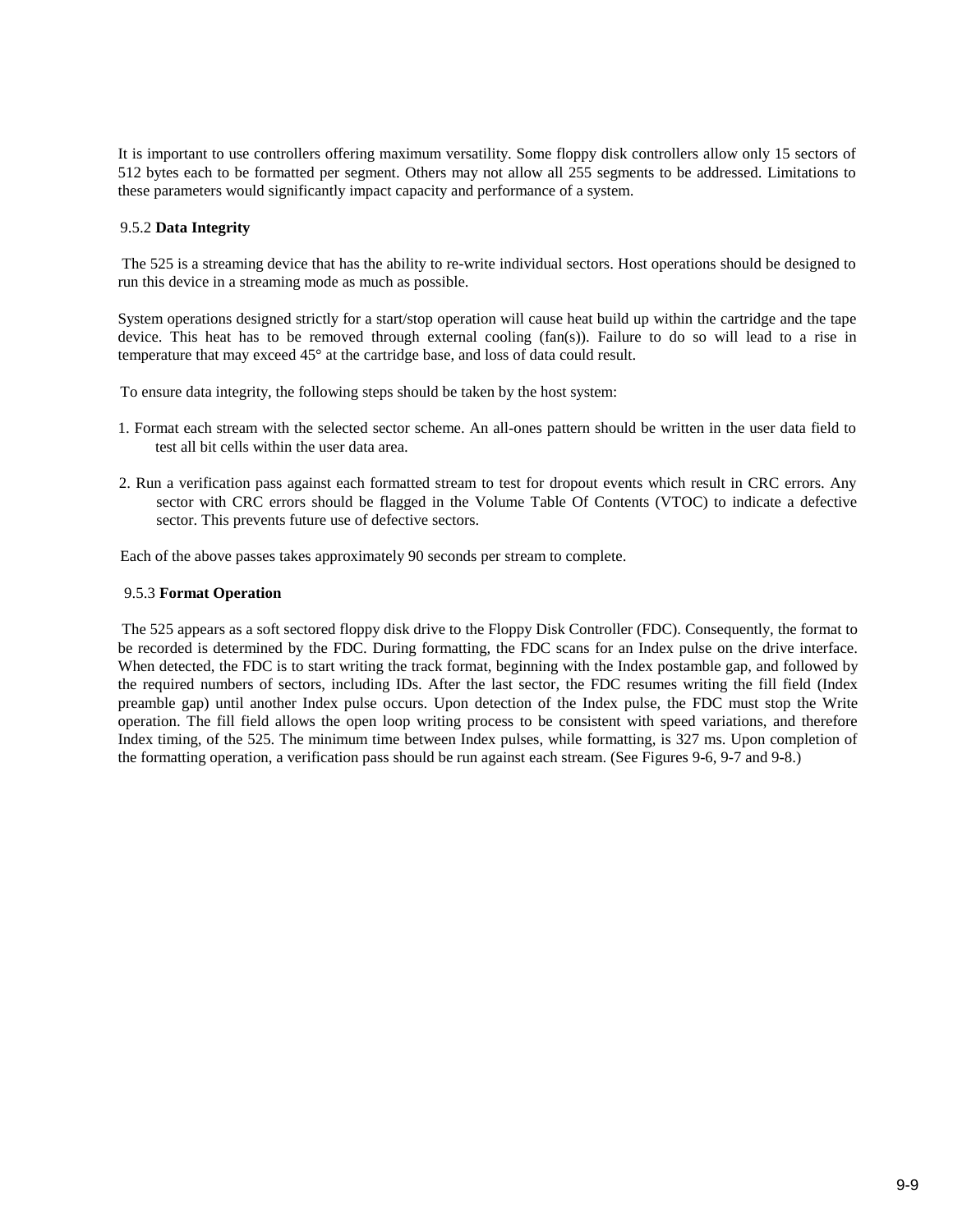It is important to use controllers offering maximum versatility. Some floppy disk controllers allow only 15 sectors of 512 bytes each to be formatted per segment. Others may not allow all 255 segments to be addressed. Limitations to these parameters would significantly impact capacity and performance of a system.

### 9.5.2 **Data Integrity**

The 525 is a streaming device that has the ability to re-write individual sectors. Host operations should be designed to run this device in a streaming mode as much as possible.

System operations designed strictly for a start/stop operation will cause heat build up within the cartridge and the tape device. This heat has to be removed through external cooling (fan(s)). Failure to do so will lead to a rise in temperature that may exceed 45° at the cartridge base, and loss of data could result.

To ensure data integrity, the following steps should be taken by the host system:

1. Format each stream with the selected sector scheme. An all-ones pattern should be written in the user data field to test all bit cells within the user data area.

2. Run a verification pass against each formatted stream to test for dropout events which result in CRC errors. Any sector with CRC errors should be flagged in the Volume Table Of Contents (VTOC) to indicate a defective sector. This prevents future use of defective sectors.

Each of the above passes takes approximately 90 seconds per stream to complete.

### 9.5.3 **Format Operation**

The 525 appears as a soft sectored floppy disk drive to the Floppy Disk Controller (FDC). Consequently, the format to be recorded is determined by the FDC. During formatting, the FDC scans for an Index pulse on the drive interface. When detected, the FDC is to start writing the track format, beginning with the Index postamble gap, and followed by the required numbers of sectors, including IDs. After the last sector, the FDC resumes writing the fill field (Index preamble gap) until another Index pulse occurs. Upon detection of the Index pulse, the FDC must stop the Write operation. The fill field allows the open loop writing process to be consistent with speed variations, and therefore Index timing, of the 525. The minimum time between Index pulses, while formatting, is 327 ms. Upon completion of the formatting operation, a verification pass should be run against each stream. (See Figures 9-6, 9-7 and 9-8.)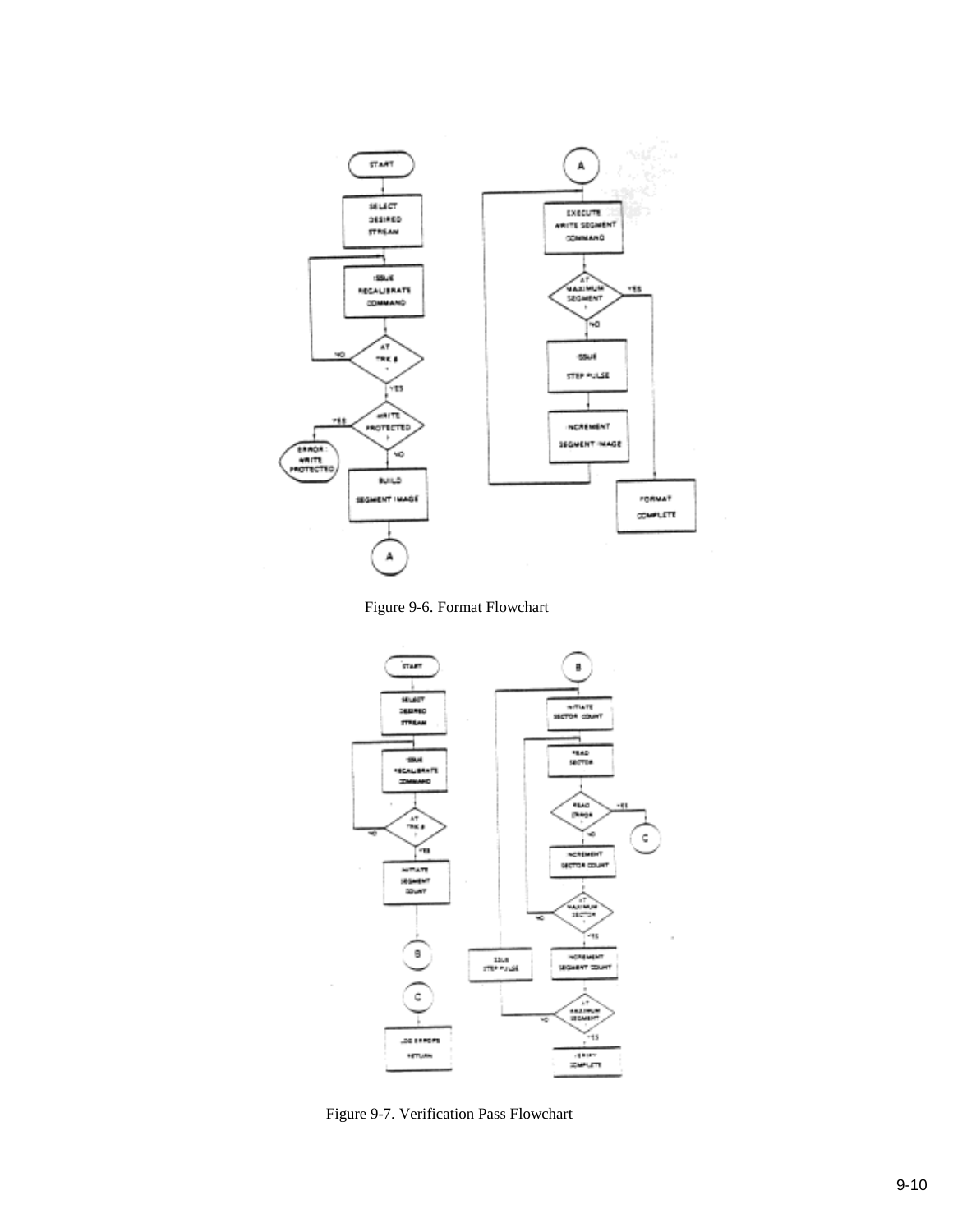Figure 9-6. Format Flowchart

Figure 9-7. Verification Pass Flowchart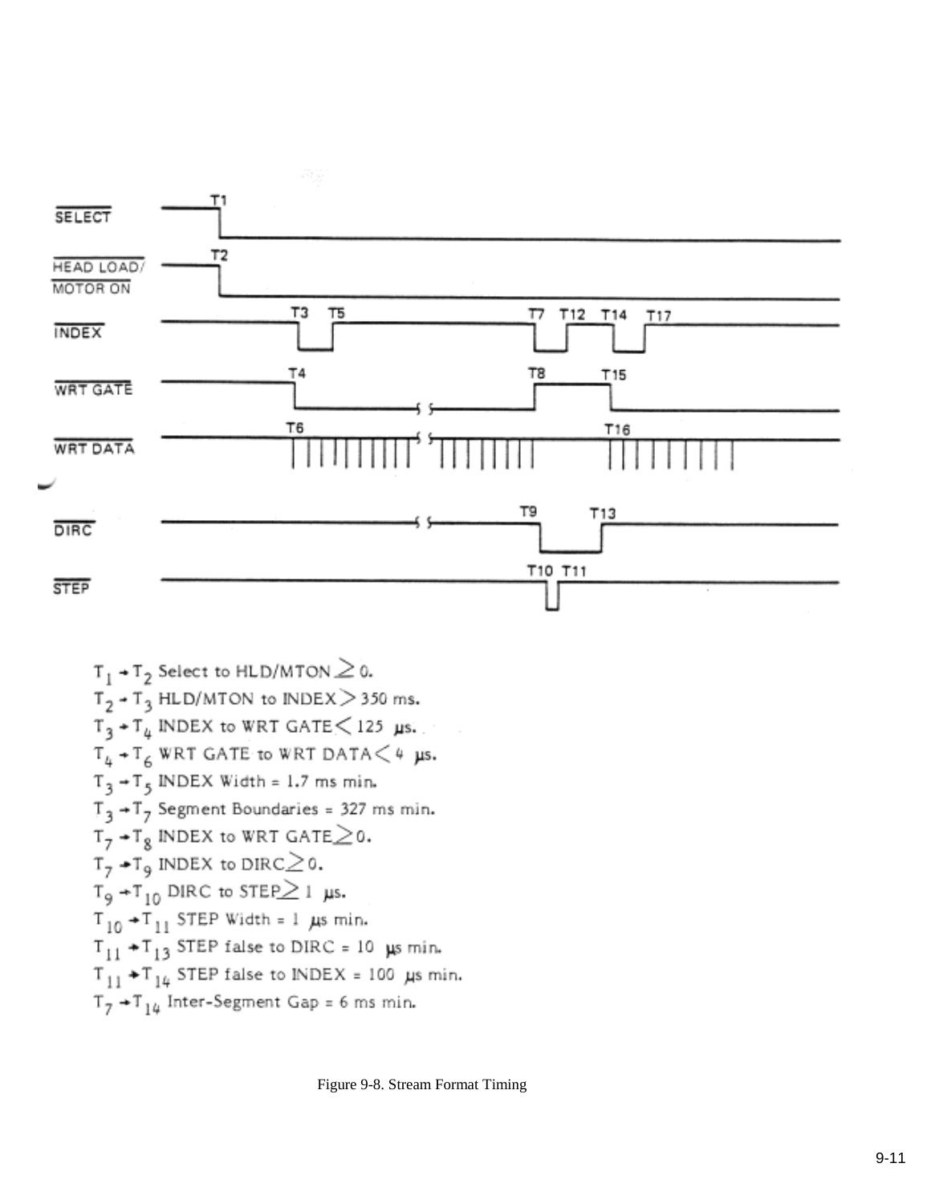$T_1 \rightarrow T_2$ Select to HLD/MTON $\geq 0$.

$T_2 \rightarrow T_3$ HLD/MTON to INDEX $>$ 350 ms.

$T_3 \rightarrow T_4$ INDEX to WRT GATE $<$ 125 μs.

$T_4 \rightarrow T_6$ WRT GATE to WRT DATA $<$ 4 μs.

$T_3 \rightarrow T_5$ INDEX Width = 1.7 ms min.

$T_3 \rightarrow T_7$ Segment Boundaries = 327 ms min.

$T_7 \rightarrow T_8$ INDEX to WRT GATE $\geq 0$.

$T_7 \rightarrow T_9$ INDEX to DIRC $\geq 0$.

$T_9 \rightarrow T_{10}$ DIRC to STEP $\geq$ 1 μs.

$T_{10} \rightarrow T_{11}$ STEP Width = 1 μs min.

$T_{11} \rightarrow T_{13}$ STEP false to DIRC = 10 μs min.

$T_{11} \rightarrow T_{14}$ STEP false to INDEX = 100 μs min.

$T_7 \rightarrow T_{14}$ Inter-Segment Gap = 6 ms min.

Figure 9-8. Stream Format Timing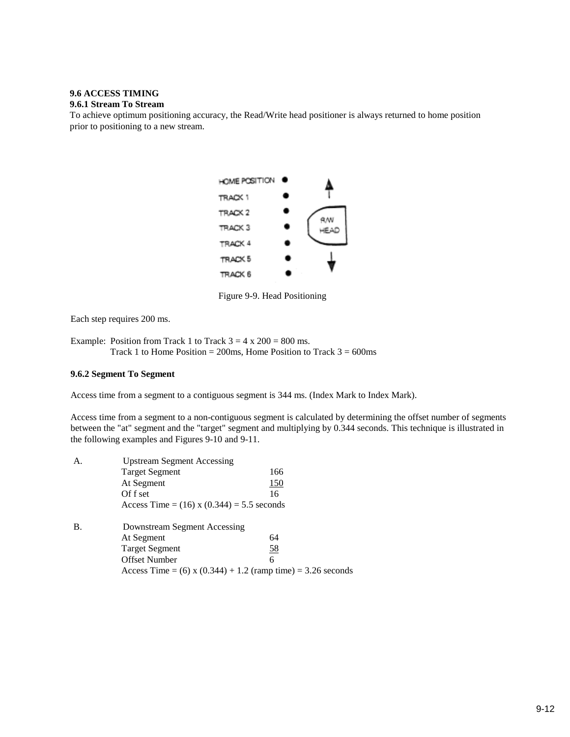### 9.6 ACCESS TIMING

#### 9.6.1 Stream To Stream

To achieve optimum positioning accuracy, the Read/Write head positioner is always returned to home position prior to positioning to a new stream.

HOME POSITION
TRACK 1
TRACK 2
TRACK 3
TRACK 4
TRACK 5
TRACK 6
R/W HEAD

Figure 9-9. Head Positioning

Each step requires 200 ms.

Example: Position from Track 1 to Track 3 = 4 x 200 = 800 ms.
Track 1 to Home Position = 200ms, Home Position to Track 3 = 600ms

#### 9.6.2 Segment To Segment

Access time from a segment to a contiguous segment is 344 ms. (Index Mark to Index Mark).

Access time from a segment to a non-contiguous segment is calculated by determining the offset number of segments between the "at" segment and the "target" segment and multiplying by 0.344 seconds. This technique is illustrated in the following examples and Figures 9-10 and 9-11.

A. Upstream Segment Accessing

| | |
|---|---|
| Target Segment | 166 |
| At Segment | <u>150</u> |
| Of f set | 16 |

Access Time = (16) x (0.344) = 5.5 seconds

B. Downstream Segment Accessing

| | |
|---|---|
| At Segment | 64 |
| Target Segment | <u>58</u> |
| Offset Number | 6 |

Access Time = (6) x (0.344) + 1.2 (ramp time) = 3.26 seconds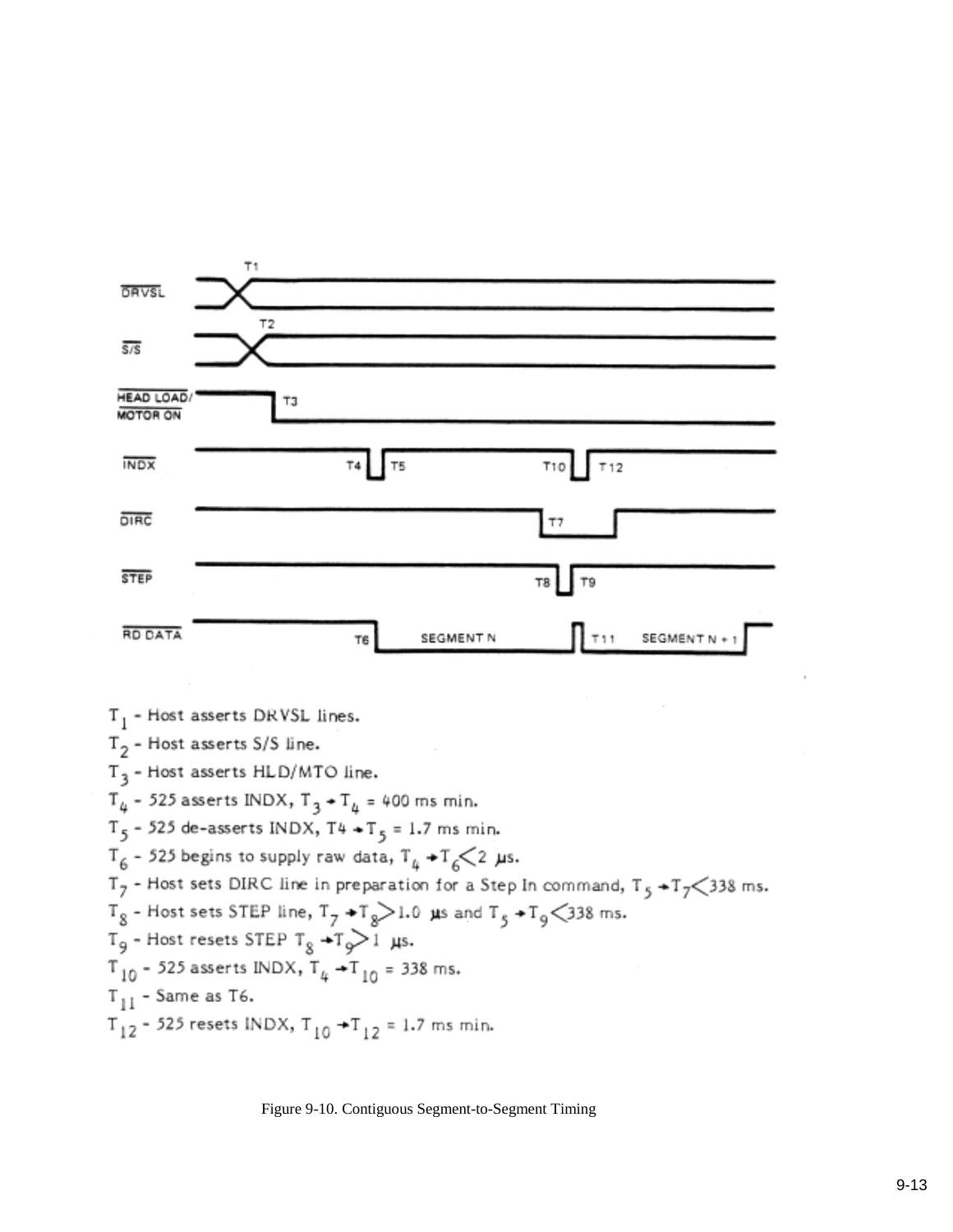$T_1$ - Host asserts DRVSL lines.

$T_2$ - Host asserts S/S line.

$T_3$ - Host asserts HLD/MTO line.

$T_4$ - 525 asserts INDX, $T_3 \rightarrow T_4$ = 400 ms min.

$T_5$ - 525 de-asserts INDX, $T4 \rightarrow T_5$ = 1.7 ms min.

$T_6$ - 525 begins to supply raw data, $T_4 \rightarrow T_6 < 2$ µs.

$T_7$ - Host sets DIRC line in preparation for a Step In command, $T_5 \rightarrow T_7 < 338$ ms.

$T_8$ - Host sets STEP line, $T_7 \rightarrow T_8 > 1.0$ µs and $T_5 \rightarrow T_9 < 338$ ms.

$T_9$ - Host resets STEP $T_8 \rightarrow T_9 > 1$ µs.

$T_{10}$ - 525 asserts INDX, $T_4 \rightarrow T_{10}$ = 338 ms.

$T_{11}$ - Same as T6.

$T_{12}$ - 525 resets INDX, $T_{10} \rightarrow T_{12}$ = 1.7 ms min.

Figure 9-10. Contiguous Segment-to-Segment Timing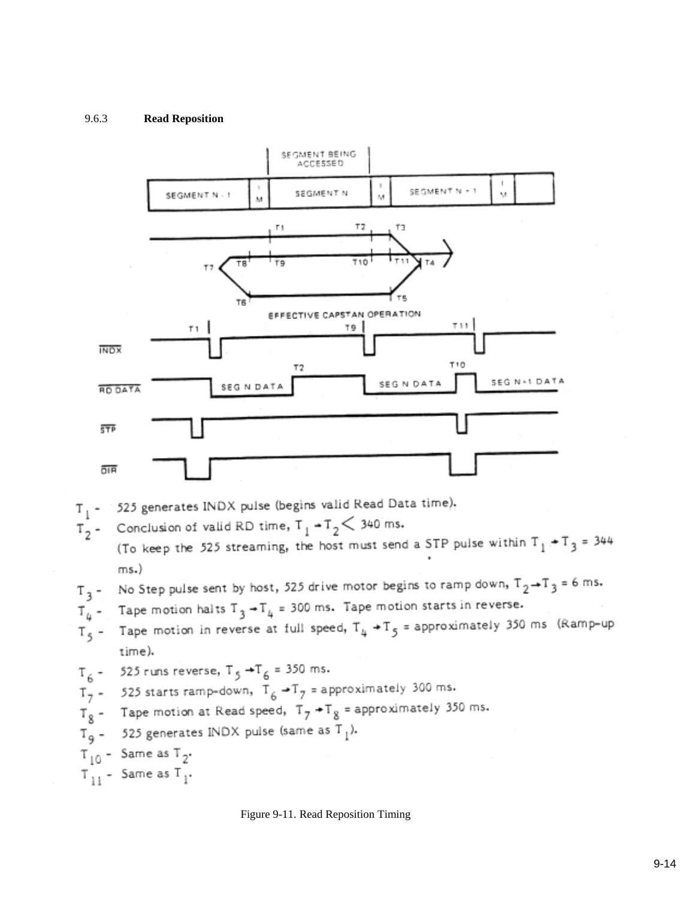### 9.6.3 Read Reposition

$T_1$ - 525 generates INDX pulse (begins valid Read Data time).

$T_2$ - Conclusion of valid RD time, $T_1 \rightarrow T_2 < 340$ ms.
(To keep the 525 streaming, the host must send a STP pulse within $T_1 \rightarrow T_3 = 344$ ms.)

$T_3$ - No Step pulse sent by host, 525 drive motor begins to ramp down, $T_2 \rightarrow T_3 = 6$ ms.

$T_4$ - Tape motion halts $T_3 \rightarrow T_4 = 300$ ms. Tape motion starts in reverse.

$T_5$ - Tape motion in reverse at full speed, $T_4 \rightarrow T_5$ = approximately 350 ms (Ramp-up time).

$T_6$ - 525 runs reverse, $T_5 \rightarrow T_6 = 350$ ms.

$T_7$ - 525 starts ramp-down, $T_6 \rightarrow T_7$ = approximately 300 ms.

$T_8$ - Tape motion at Read speed, $T_7 \rightarrow T_8$ = approximately 350 ms.

$T_9$ - 525 generates INDX pulse (same as $T_1$).

$T_{10}$ - Same as $T_2$.

$T_{11}$ - Same as $T_1$.

Figure 9-11. Read Reposition Timing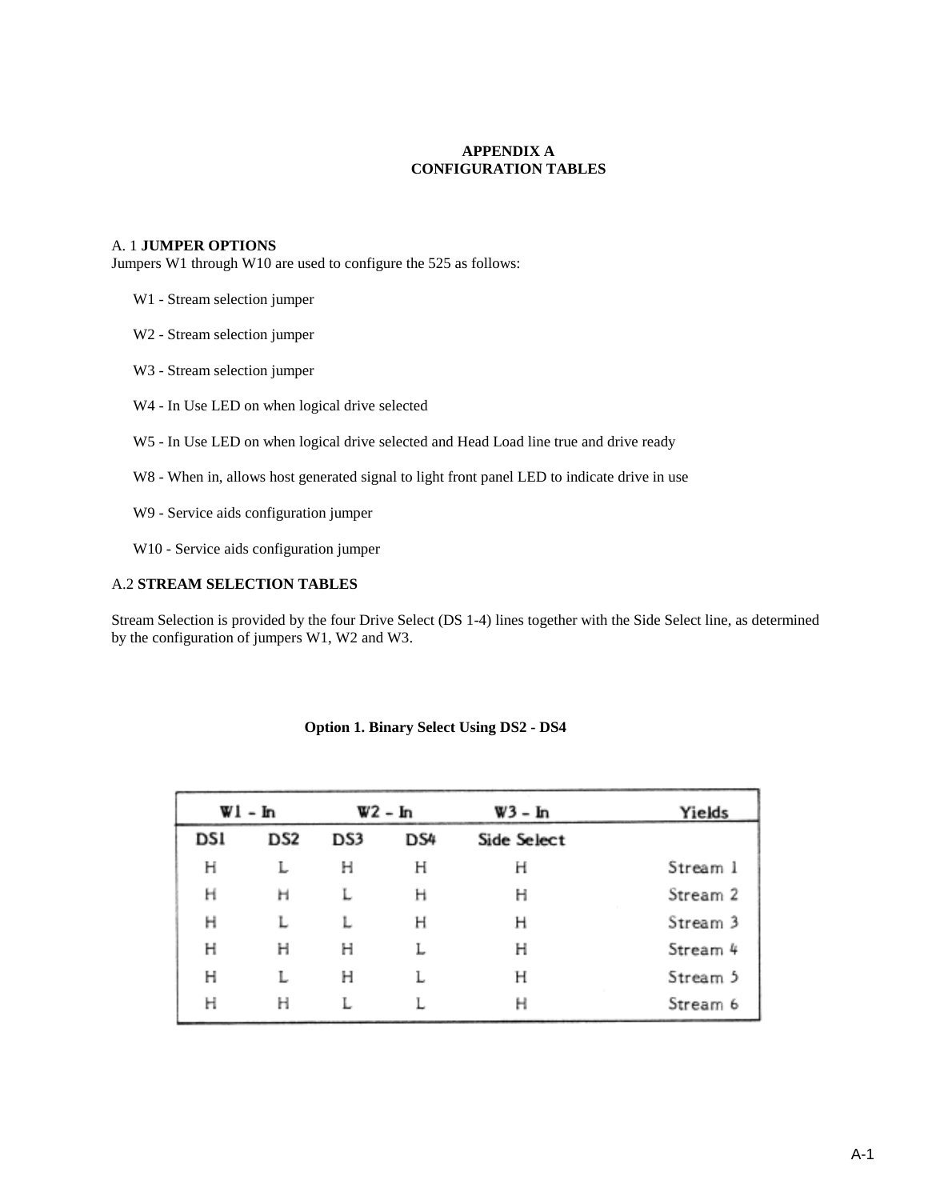# APPENDIX A
# CONFIGURATION TABLES

## A. 1 JUMPER OPTIONS

Jumpers W1 through W10 are used to configure the 525 as follows:

W1 - Stream selection jumper

W2 - Stream selection jumper

W3 - Stream selection jumper

W4 - In Use LED on when logical drive selected

W5 - In Use LED on when logical drive selected and Head Load line true and drive ready

W8 - When in, allows host generated signal to light front panel LED to indicate drive in use

W9 - Service aids configuration jumper

W10 - Service aids configuration jumper

## A.2 STREAM SELECTION TABLES

Stream Selection is provided by the four Drive Select (DS 1-4) lines together with the Side Select line, as determined by the configuration of jumpers W1, W2 and W3.

**Option 1. Binary Select Using DS2 - DS4**

| W1 - In | | W2 - In | | W3 - In | Yields |
|---|---|---|---|---|---|
| DS1 | DS2 | DS3 | DS4 | Side Select | |
| H | L | H | H | H | Stream 1 |
| H | H | L | H | H | Stream 2 |
| H | L | L | H | H | Stream 3 |
| H | H | H | L | H | Stream 4 |
| H | L | H | L | H | Stream 5 |
| H | H | L | L | H | Stream 6 |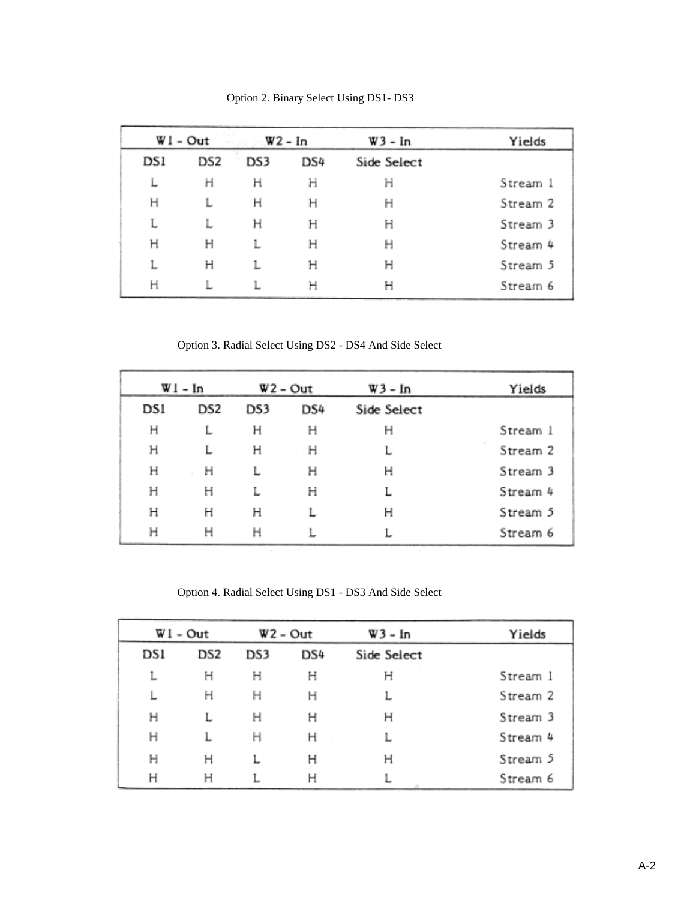Option 2. Binary Select Using DS1- DS3

| W1 - Out | | W2 - In | | W3 - In | Yields |
|---|---|---|---|---|---|
| DS1 | DS2 | DS3 | DS4 | Side Select | |
| L | H | H | H | H | Stream 1 |
| H | L | H | H | H | Stream 2 |
| L | L | H | H | H | Stream 3 |
| H | H | L | H | H | Stream 4 |
| L | H | L | H | H | Stream 5 |
| H | L | L | H | H | Stream 6 |

Option 3. Radial Select Using DS2 - DS4 And Side Select

| W1 - In | | W2 - Out | | W3 - In | Yields |
|---|---|---|---|---|---|
| DS1 | DS2 | DS3 | DS4 | Side Select | |
| H | L | H | H | H | Stream 1 |
| H | L | H | H | L | Stream 2 |
| H | H | L | H | H | Stream 3 |
| H | H | L | H | L | Stream 4 |
| H | H | H | L | H | Stream 5 |
| H | H | H | L | L | Stream 6 |

Option 4. Radial Select Using DS1 - DS3 And Side Select

| W1 - Out | | W2 - Out | | W3 - In | Yields |
|---|---|---|---|---|---|
| DS1 | DS2 | DS3 | DS4 | Side Select | |
| L | H | H | H | H | Stream 1 |
| L | H | H | H | L | Stream 2 |
| H | L | H | H | H | Stream 3 |
| H | L | H | H | L | Stream 4 |
| H | H | L | H | H | Stream 5 |
| H | H | L | H | L | Stream 6 |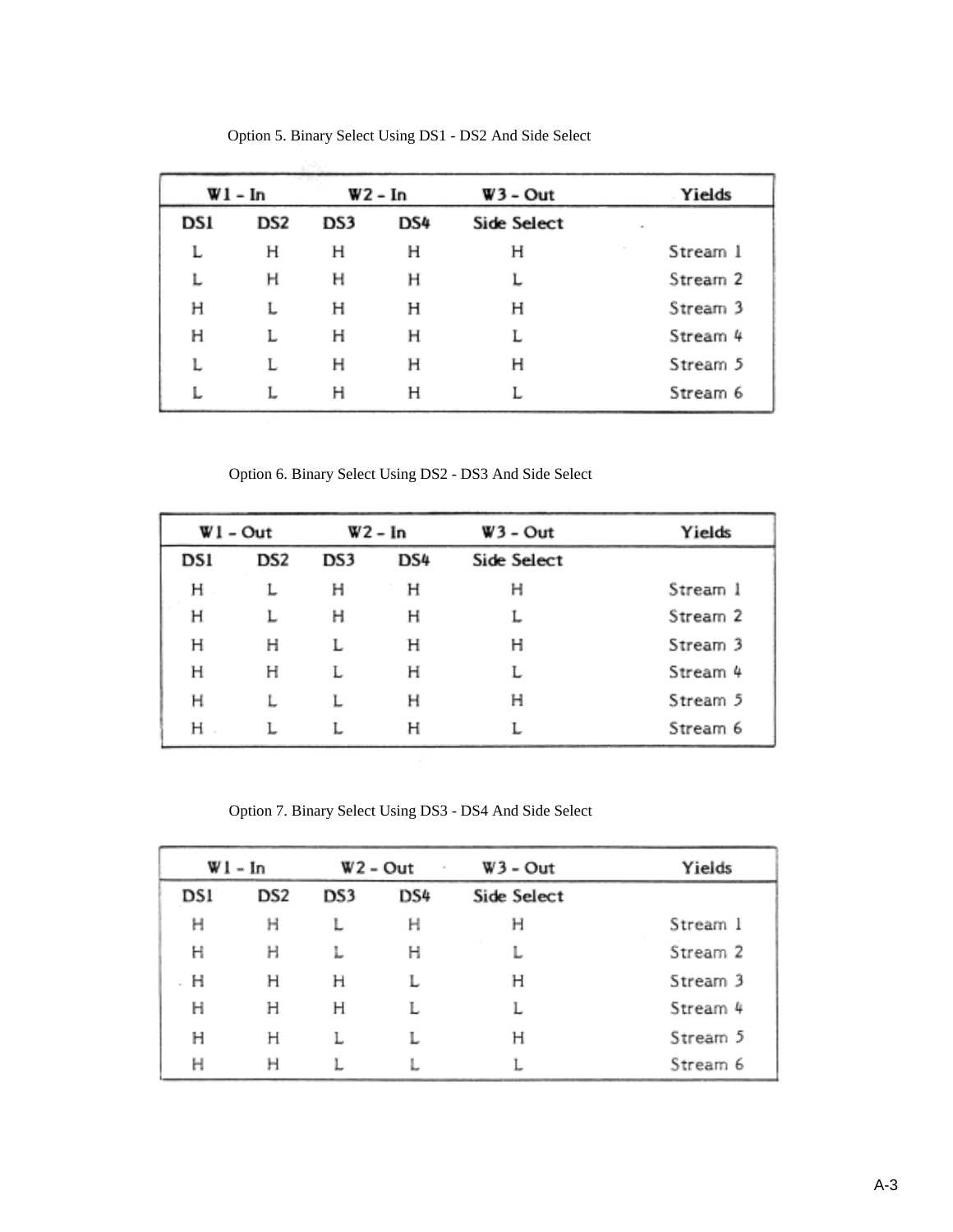Option 5. Binary Select Using DS1 - DS2 And Side Select

| W1 - In | | W2 - In | | W3 - Out | Yields |
|---|---|---|---|---|---|
| DS1 | DS2 | DS3 | DS4 | Side Select | |
| L | H | H | H | H | Stream 1 |
| L | H | H | H | L | Stream 2 |
| H | L | H | H | H | Stream 3 |
| H | L | H | H | L | Stream 4 |
| L | L | H | H | H | Stream 5 |
| L | L | H | H | L | Stream 6 |

Option 6. Binary Select Using DS2 - DS3 And Side Select

| W1 - Out | | W2 - In | | W3 - Out | Yields |
|---|---|---|---|---|---|
| DS1 | DS2 | DS3 | DS4 | Side Select | |
| H | L | H | H | H | Stream 1 |
| H | L | H | H | L | Stream 2 |
| H | H | L | H | H | Stream 3 |
| H | H | L | H | L | Stream 4 |
| H | L | L | H | H | Stream 5 |
| H | L | L | H | L | Stream 6 |

Option 7. Binary Select Using DS3 - DS4 And Side Select

| W1 - In | | W2 - Out | | W3 - Out | Yields |
|---|---|---|---|---|---|
| DS1 | DS2 | DS3 | DS4 | Side Select | |
| H | H | L | H | H | Stream 1 |
| H | H | L | H | L | Stream 2 |
| H | H | H | L | H | Stream 3 |
| H | H | H | L | L | Stream 4 |
| H | H | L | L | H | Stream 5 |
| H | H | L | L | L | Stream 6 |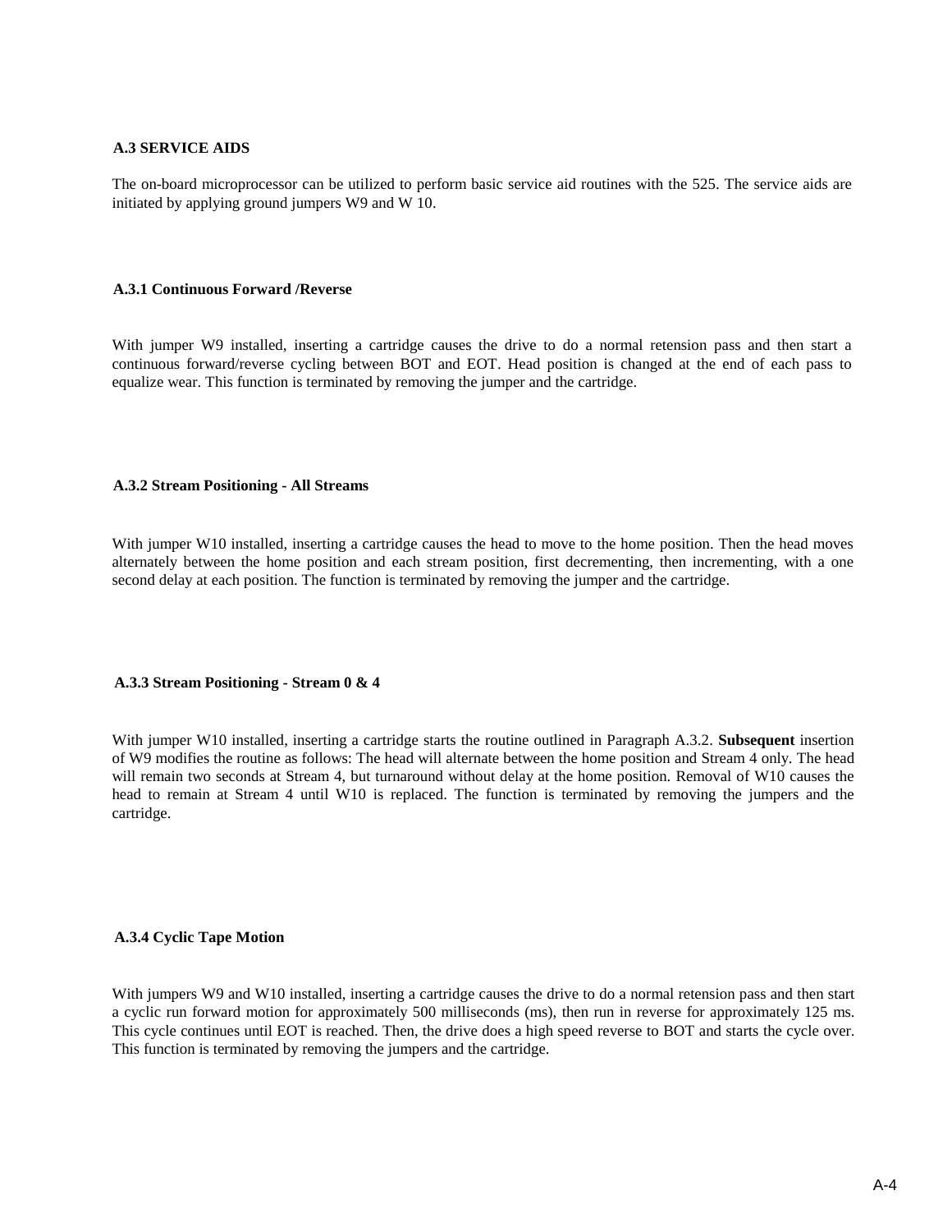## A.3 SERVICE AIDS

The on-board microprocessor can be utilized to perform basic service aid routines with the 525. The service aids are initiated by applying ground jumpers W9 and W 10.

### A.3.1 Continuous Forward /Reverse

With jumper W9 installed, inserting a cartridge causes the drive to do a normal retension pass and then start a continuous forward/reverse cycling between BOT and EOT. Head position is changed at the end of each pass to equalize wear. This function is terminated by removing the jumper and the cartridge.

### A.3.2 Stream Positioning - All Streams

With jumper W10 installed, inserting a cartridge causes the head to move to the home position. Then the head moves alternately between the home position and each stream position, first decrementing, then incrementing, with a one second delay at each position. The function is terminated by removing the jumper and the cartridge.

### A.3.3 Stream Positioning - Stream 0 & 4

With jumper W10 installed, inserting a cartridge starts the routine outlined in Paragraph A.3.2. **Subsequent** insertion of W9 modifies the routine as follows: The head will alternate between the home position and Stream 4 only. The head will remain two seconds at Stream 4, but turnaround without delay at the home position. Removal of W10 causes the head to remain at Stream 4 until W10 is replaced. The function is terminated by removing the jumpers and the cartridge.

### A.3.4 Cyclic Tape Motion

With jumpers W9 and W10 installed, inserting a cartridge causes the drive to do a normal retension pass and then start a cyclic run forward motion for approximately 500 milliseconds (ms), then run in reverse for approximately 125 ms. This cycle continues until EOT is reached. Then, the drive does a high speed reverse to BOT and starts the cycle over. This function is terminated by removing the jumpers and the cartridge.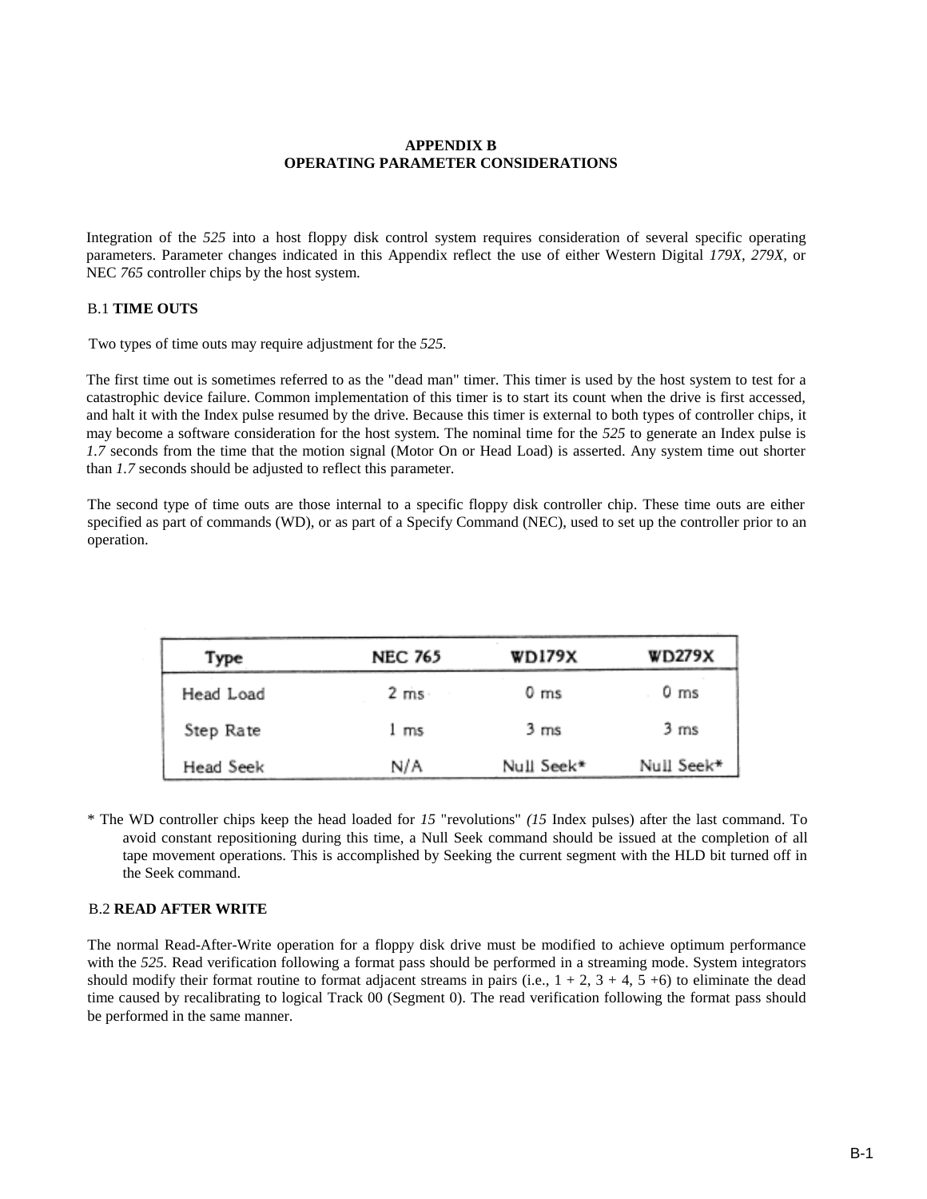# APPENDIX B
# OPERATING PARAMETER CONSIDERATIONS

Integration of the *525* into a host floppy disk control system requires consideration of several specific operating parameters. Parameter changes indicated in this Appendix reflect the use of either Western Digital *179X, 279X,* or NEC *765* controller chips by the host system.

## B.1 TIME OUTS

Two types of time outs may require adjustment for the *525.*

The first time out is sometimes referred to as the "dead man" timer. This timer is used by the host system to test for a catastrophic device failure. Common implementation of this timer is to start its count when the drive is first accessed, and halt it with the Index pulse resumed by the drive. Because this timer is external to both types of controller chips, it may become a software consideration for the host system. The nominal time for the *525* to generate an Index pulse is *1.7* seconds from the time that the motion signal (Motor On or Head Load) is asserted. Any system time out shorter than *1.7* seconds should be adjusted to reflect this parameter.

The second type of time outs are those internal to a specific floppy disk controller chip. These time outs are either specified as part of commands (WD), or as part of a Specify Command (NEC), used to set up the controller prior to an operation.

| Type | NEC 765 | WD179X | WD279X |
|---|---|---|---|
| Head Load | 2 ms | 0 ms | 0 ms |
| Step Rate | 1 ms | 3 ms | 3 ms |
| Head Seek | N/A | Null Seek* | Null Seek* |

\* The WD controller chips keep the head loaded for *15* "revolutions" *(15* Index pulses) after the last command. To avoid constant repositioning during this time, a Null Seek command should be issued at the completion of all tape movement operations. This is accomplished by Seeking the current segment with the HLD bit turned off in the Seek command.

## B.2 READ AFTER WRITE

The normal Read-After-Write operation for a floppy disk drive must be modified to achieve optimum performance with the *525.* Read verification following a format pass should be performed in a streaming mode. System integrators should modify their format routine to format adjacent streams in pairs (i.e., 1 + 2, 3 + 4, 5 +6) to eliminate the dead time caused by recalibrating to logical Track 00 (Segment 0). The read verification following the format pass should be performed in the same manner.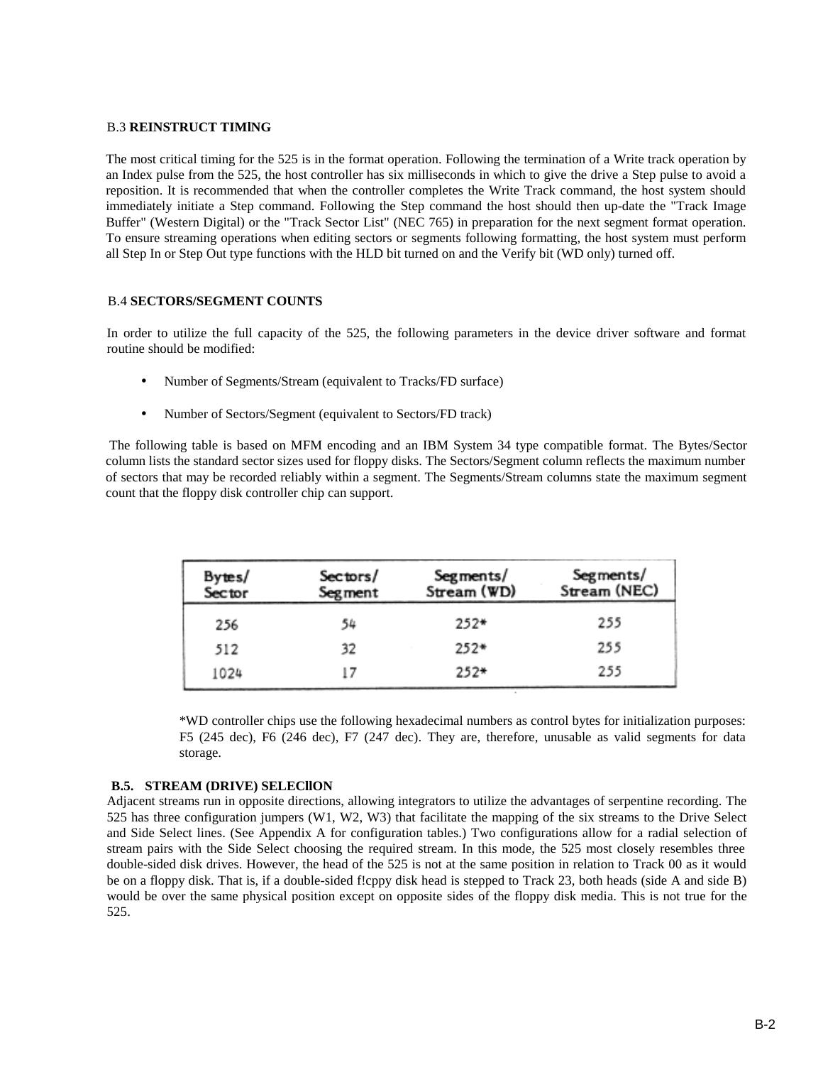### B.3 REINSTRUCT TIMING

The most critical timing for the 525 is in the format operation. Following the termination of a Write track operation by an Index pulse from the 525, the host controller has six milliseconds in which to give the drive a Step pulse to avoid a reposition. It is recommended that when the controller completes the Write Track command, the host system should immediately initiate a Step command. Following the Step command the host should then up-date the "Track Image Buffer" (Western Digital) or the "Track Sector List" (NEC 765) in preparation for the next segment format operation. To ensure streaming operations when editing sectors or segments following formatting, the host system must perform all Step In or Step Out type functions with the HLD bit turned on and the Verify bit (WD only) turned off.

### B.4 SECTORS/SEGMENT COUNTS

In order to utilize the full capacity of the 525, the following parameters in the device driver software and format routine should be modified:

- Number of Segments/Stream (equivalent to Tracks/FD surface)
- Number of Sectors/Segment (equivalent to Sectors/FD track)

The following table is based on MFM encoding and an IBM System 34 type compatible format. The Bytes/Sector column lists the standard sector sizes used for floppy disks. The Sectors/Segment column reflects the maximum number of sectors that may be recorded reliably within a segment. The Segments/Stream columns state the maximum segment count that the floppy disk controller chip can support.

| Bytes/ Sector | Sectors/ Segment | Segments/ Stream (WD) | Segments/ Stream (NEC) |
|---|---|---|---|
| 256 | 54 | 252* | 255 |
| 512 | 32 | 252* | 255 |
| 1024 | 17 | 252* | 255 |

*WD controller chips use the following hexadecimal numbers as control bytes for initialization purposes: F5 (245 dec), F6 (246 dec), F7 (247 dec). They are, therefore, unusable as valid segments for data storage.

### B.5. STREAM (DRIVE) SELECTION

Adjacent streams run in opposite directions, allowing integrators to utilize the advantages of serpentine recording. The 525 has three configuration jumpers (W1, W2, W3) that facilitate the mapping of the six streams to the Drive Select and Side Select lines. (See Appendix A for configuration tables.) Two configurations allow for a radial selection of stream pairs with the Side Select choosing the required stream. In this mode, the 525 most closely resembles three double-sided disk drives. However, the head of the 525 is not at the same position in relation to Track 00 as it would be on a floppy disk. That is, if a double-sided floppy disk head is stepped to Track 23, both heads (side A and side B) would be over the same physical position except on opposite sides of the floppy disk media. This is not true for the 525.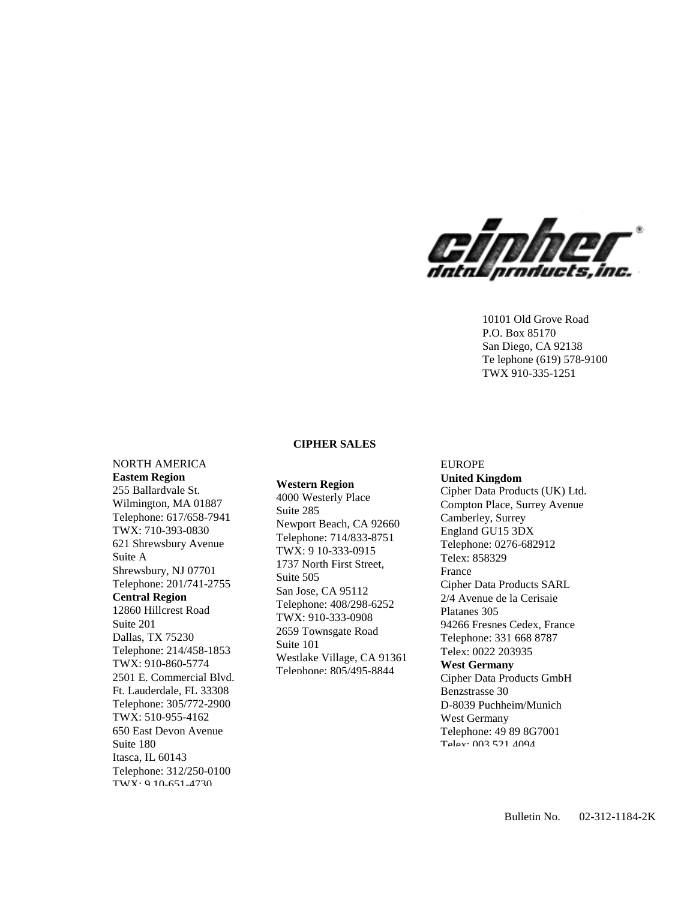cipher data products, inc.

10101 Old Grove Road
P.O. Box 85170
San Diego, CA 92138
Te lephone (619) 578-9100
TWX 910-335-1251

**CIPHER SALES**

NORTH AMERICA

**Eastem Region**
255 Ballardvale St.
Wilmington, MA 01887
Telephone: 617/658-7941
TWX: 710-393-0830
621 Shrewsbury Avenue
Suite A
Shrewsbury, NJ 07701
Telephone: 201/741-2755

**Central Region**
12860 Hillcrest Road
Suite 201
Dallas, TX 75230
Telephone: 214/458-1853
TWX: 910-860-5774
2501 E. Commercial Blvd.
Ft. Lauderdale, FL 33308
Telephone: 305/772-2900
TWX: 510-955-4162
650 East Devon Avenue
Suite 180
Itasca, IL 60143
Telephone: 312/250-0100
TWX: 9 10-651-4730

**Western Region**
4000 Westerly Place
Suite 285
Newport Beach, CA 92660
Telephone: 714/833-8751
TWX: 9 10-333-0915
1737 North First Street,
Suite 505
San Jose, CA 95112
Telephone: 408/298-6252
TWX: 910-333-0908
2659 Townsgate Road
Suite 101
Westlake Village, CA 91361
Telephone: 805/495-8844

EUROPE

**United Kingdom**
Cipher Data Products (UK) Ltd.
Compton Place, Surrey Avenue
Camberley, Surrey
England GU15 3DX
Telephone: 0276-682912
Telex: 858329

France
Cipher Data Products SARL
2/4 Avenue de la Cerisaie
Platanes 305
94266 Fresnes Cedex, France
Telephone: 331 668 8787
Telex: 0022 203935

**West Germany**
Cipher Data Products GmbH
Benzstrasse 30
D-8039 Puchheim/Munich
West Germany
Telephone: 49 89 8G7001
Telex: 003 521 4094

Bulletin No. 02-312-1184-2K